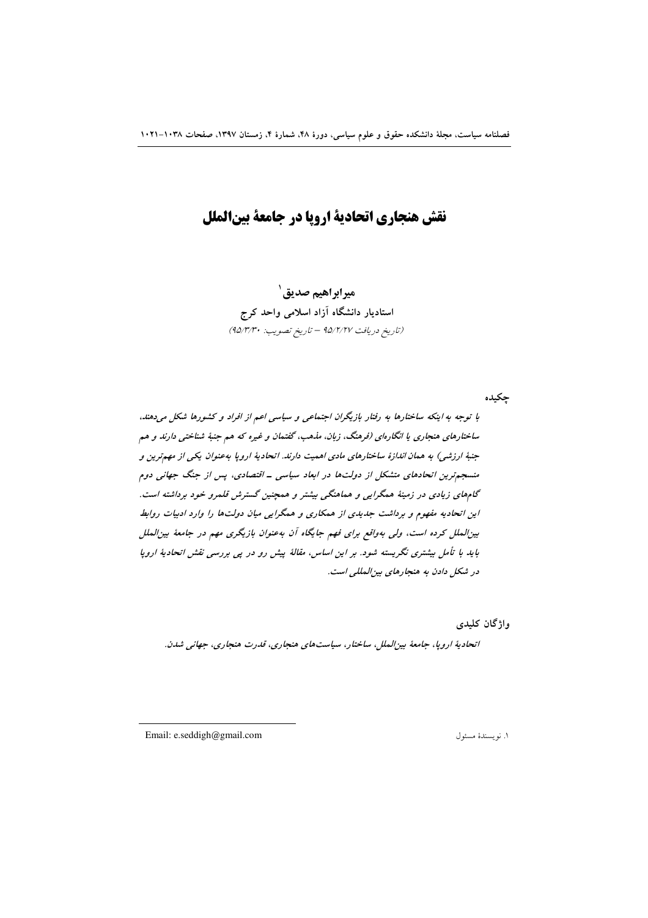# نقش هنجاری اتحادیهٔ اروپا در جامعهٔ بین‌الملل

**میرابراهیم صدیق**[1]

**استادیار دانشگاه آزاد اسلامی واحد کرج**

*(تاریخ دریافت ۹۵/۲/۲۷ – تاریخ تصویب: ۹۵/۳/۳۰)*

**چکیده**

*با توجه به اینکه ساختارها به رفتار بازیگران اجتماعی و سیاسی اعم از افراد و کشورها شکل می‌دهند، ساختارهای هنجاری یا انگاره‌ای (فرهنگ، زبان، مذهب، گفتمان و غیره که هم جنبهٔ شناختی دارند و هم جنبهٔ ارزشی) به همان اندازهٔ ساختارهای مادی اهمیت دارند. اتحادیهٔ اروپا به‌عنوان یکی از مهم‌ترین و منسجم‌ترین اتحادهای متشکل از دولت‌ها در ابعاد سیاسی ـ اقتصادی، پس از جنگ جهانی دوم گام‌های زیادی در زمینهٔ همگرایی و هماهنگی بیشتر و همچنین گسترش قلمرو خود برداشته است. این اتحادیه مفهوم و برداشت جدیدی از همکاری و همگرایی میان دولت‌ها را وارد ادبیات روابط بین‌الملل کرده است، ولی به‌واقع برای فهم جایگاه آن به‌عنوان بازیگری مهم در جامعهٔ بین‌الملل باید با تأمل بیشتری نگریسته شود. بر این اساس، مقالهٔ پیش رو در پی بررسی نقش اتحادیهٔ اروپا در شکل دادن به هنجارهای بین‌المللی است.*

**واژگان کلیدی**

*اتحادیهٔ اروپا، جامعهٔ بین‌الملل، ساختار، سیاست‌های هنجاری، قدرت هنجاری، جهانی شدن.*

---

[1] نویسندهٔ مسئول — Email: e.seddigh@gmail.com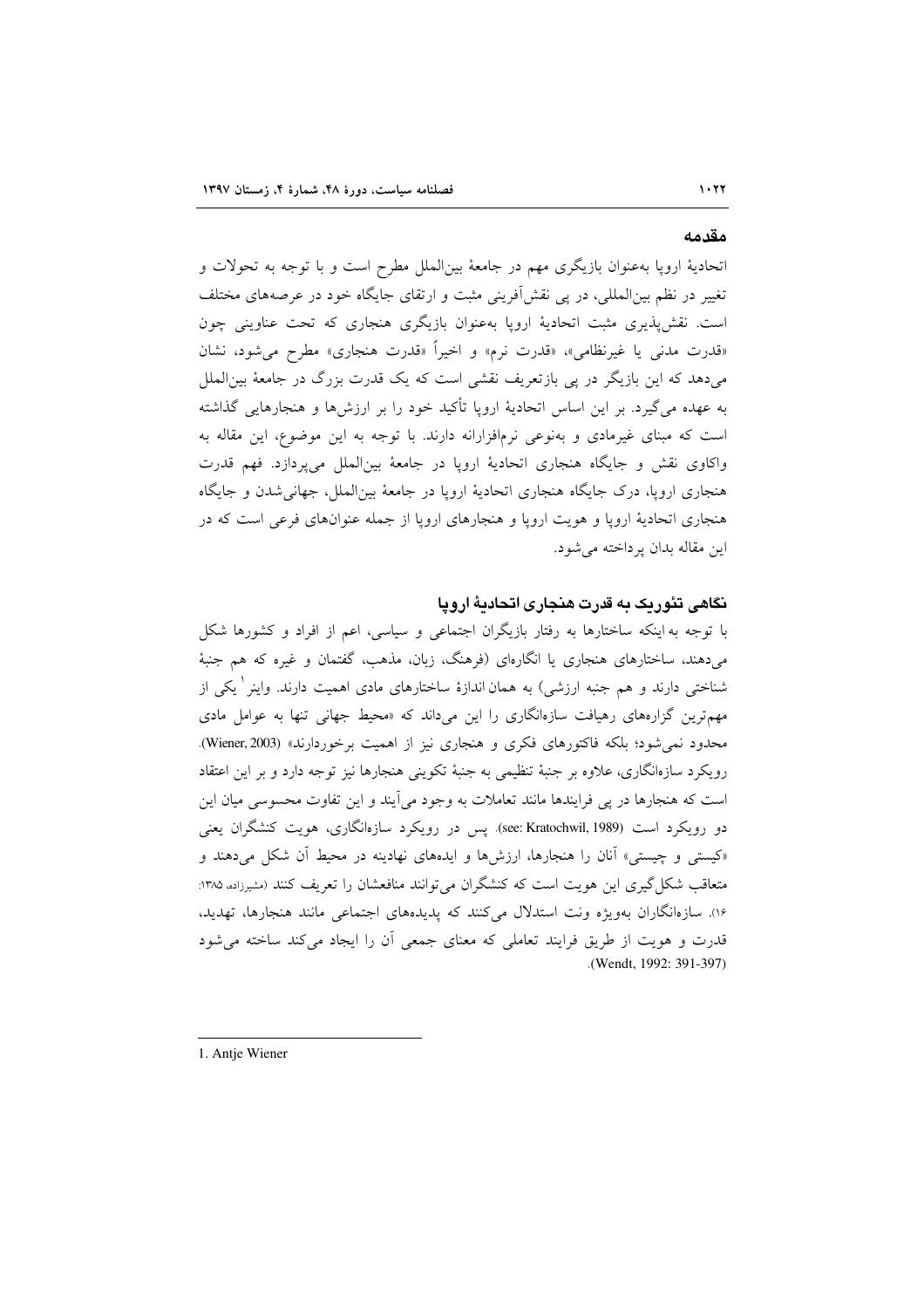## مقدمه

اتحادیهٔ اروپا به‌عنوان بازیگری مهم در جامعهٔ بین‌الملل مطرح است و با توجه به تحولات و تغییر در نظم بین‌المللی، در پی نقش‌آفرینی مثبت و ارتقای جایگاه خود در عرصه‌های مختلف است. نقش‌پذیری مثبت اتحادیهٔ اروپا به‌عنوان بازیگری هنجاری که تحت عناوینی چون «قدرت مدنی یا غیرنظامی»، «قدرت نرم» و اخیراً «قدرت هنجاری» مطرح می‌شود، نشان می‌دهد که این بازیگر در پی بازتعریف نقشی است که یک قدرت بزرگ در جامعهٔ بین‌الملل به عهده می‌گیرد. بر این اساس اتحادیهٔ اروپا تأکید خود را بر ارزش‌ها و هنجارهایی گذاشته است که مبنای غیرمادی و به‌نوعی نرم‌افزارانه دارند. با توجه به این موضوع، این مقاله به واکاوی نقش و جایگاه هنجاری اتحادیهٔ اروپا در جامعهٔ بین‌الملل می‌پردازد. فهم قدرت هنجاری اروپا، درک جایگاه هنجاری اتحادیهٔ اروپا در جامعهٔ بین‌الملل، جهانی‌شدن و جایگاه هنجاری اتحادیهٔ اروپا و هویت اروپا و هنجارهای اروپا از جمله عنوان‌های فرعی است که در این مقاله بدان پرداخته می‌شود.

## نگاهی تئوریک به قدرت هنجاری اتحادیهٔ اروپا

با توجه به اینکه ساختارها به رفتار بازیگران اجتماعی و سیاسی، اعم از افراد و کشورها شکل می‌دهند، ساختارهای هنجاری یا انگاره‌ای (فرهنگ، زبان، مذهب، گفتمان و غیره که هم جنبهٔ شناختی دارند و هم جنبه ارزشی) به همان اندازهٔ ساختارهای مادی اهمیت دارند. واینر[1] یکی از مهم‌ترین گزاره‌های رهیافت سازه‌انگاری را این می‌داند که «محیط جهانی تنها به عوامل مادی محدود نمی‌شود؛ بلکه فاکتورهای فکری و هنجاری نیز از اهمیت برخوردارند» (Wiener, 2003). رویکرد سازه‌انگاری، علاوه بر جنبهٔ تنظیمی به جنبهٔ تکوینی هنجارها نیز توجه دارد و بر این اعتقاد است که هنجارها در پی فرایندها مانند تعاملات به وجود می‌آیند و این تفاوت محسوسی میان این دو رویکرد است (see: Kratochwil, 1989). پس در رویکرد سازه‌انگاری، هویت کنشگران یعنی «کیستی و چیستی» آنان را هنجارها، ارزش‌ها و ایده‌های نهادینه در محیط آن شکل می‌دهند و متعاقب شکل‌گیری این هویت است که کنشگران می‌توانند منافعشان را تعریف کنند (مشیرزاده، ۱۳۸۵: ۱۶). سازه‌انگاران به‌ویژه ونت استدلال می‌کنند که پدیده‌های اجتماعی مانند هنجارها، تهدید، قدرت و هویت از طریق فرایند تعاملی که معنای جمعی آن را ایجاد می‌کند ساخته می‌شود (Wendt, 1992: 391-397).

---

1. Antje Wiener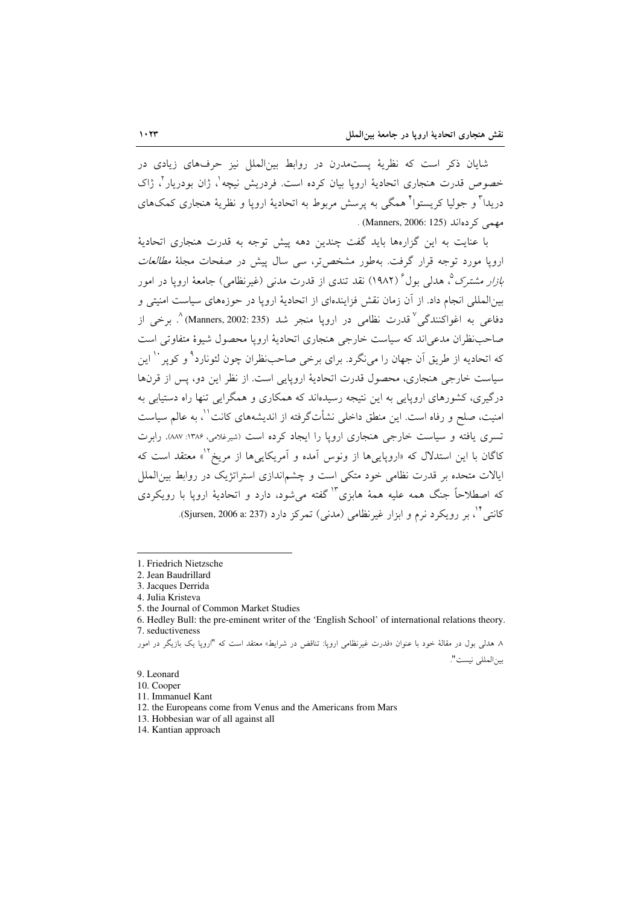شایان ذکر است که نظریهٔ پست‌مدرن در روابط بین‌الملل نیز حرف‌های زیادی در خصوص قدرت هنجاری اتحادیهٔ اروپا بیان کرده است. فردریش نیچه[1]، ژان بودریار[2]، ژاک دریدا[3] و جولیا کریستوا[4] همگی به پرسش مربوط به اتحادیهٔ اروپا و نظریهٔ هنجاری کمک‌های مهمی کرده‌اند (Manners, 2006: 125) .

با عنایت به این گزاره‌ها باید گفت چندین دهه پیش توجه به قدرت هنجاری اتحادیهٔ اروپا مورد توجه قرار گرفت. به‌طور مشخص‌تر، سی سال پیش در صفحات مجلهٔ *مطالعات بازار مشترک*[5]، هدلی بول[6] (۱۹۸۲) نقد تندی از قدرت مدنی (غیرنظامی) جامعهٔ اروپا در امور بین‌المللی انجام داد. از آن زمان نقش فزاینده‌ای از اتحادیهٔ اروپا در حوزه‌های سیاست امنیتی و دفاعی به اغواکنندگی[7] قدرت نظامی در اروپا منجر شد (Manners, 2002: 235)[8]. برخی از صاحب‌نظران مدعی‌اند که سیاست خارجی هنجاری اتحادیهٔ اروپا محصول شیوهٔ متفاوتی است که اتحادیه از طریق آن جهان را می‌نگرد. برای برخی صاحب‌نظران چون لئونارد[9] و کوپر[10] این سیاست خارجی هنجاری، محصول قدرت اتحادیهٔ اروپایی است. از نظر این دو، پس از قرن‌ها درگیری، کشورهای اروپایی به این نتیجه رسیده‌اند که همکاری و همگرایی تنها راه دستیابی به امنیت، صلح و رفاه است. این منطق داخلی نشأت‌گرفته از اندیشه‌های کانت[11]، به عالم سیاست تسری یافته و سیاست خارجی هنجاری اروپا را ایجاد کرده است (شیرغلامی، ۱۳۸۶: ۸۸۷). رابرت کاگان با این استدلال که «اروپایی‌ها از ونوس آمده و آمریکایی‌ها از مریخ[12]» معتقد است که ایالات متحده بر قدرت نظامی خود متکی است و چشم‌اندازی استراتژیک در روابط بین‌الملل که اصطلاحاً جنگ همه علیه همهٔ هابزی[13] گفته می‌شود، دارد و اتحادیهٔ اروپا با رویکردی کانتی[14]، بر رویکرد نرم و ابزار غیرنظامی (مدنی) تمرکز دارد (Sjursen, 2006 a: 237).

---

1. Friedrich Nietzsche
2. Jean Baudrillard
3. Jacques Derrida
4. Julia Kristeva
5. the Journal of Common Market Studies
6. Hedley Bull: the pre-eminent writer of the 'English School' of international relations theory.
7. seductiveness
8. هدلی بول در مقالهٔ خود با عنوان «قدرت غیرنظامی اروپا: تناقض در شرایط» معتقد است که "اروپا یک بازیگر در امور بین‌المللی نیست".
9. Leonard
10. Cooper
11. Immanuel Kant
12. the Europeans come from Venus and the Americans from Mars
13. Hobbesian war of all against all
14. Kantian approach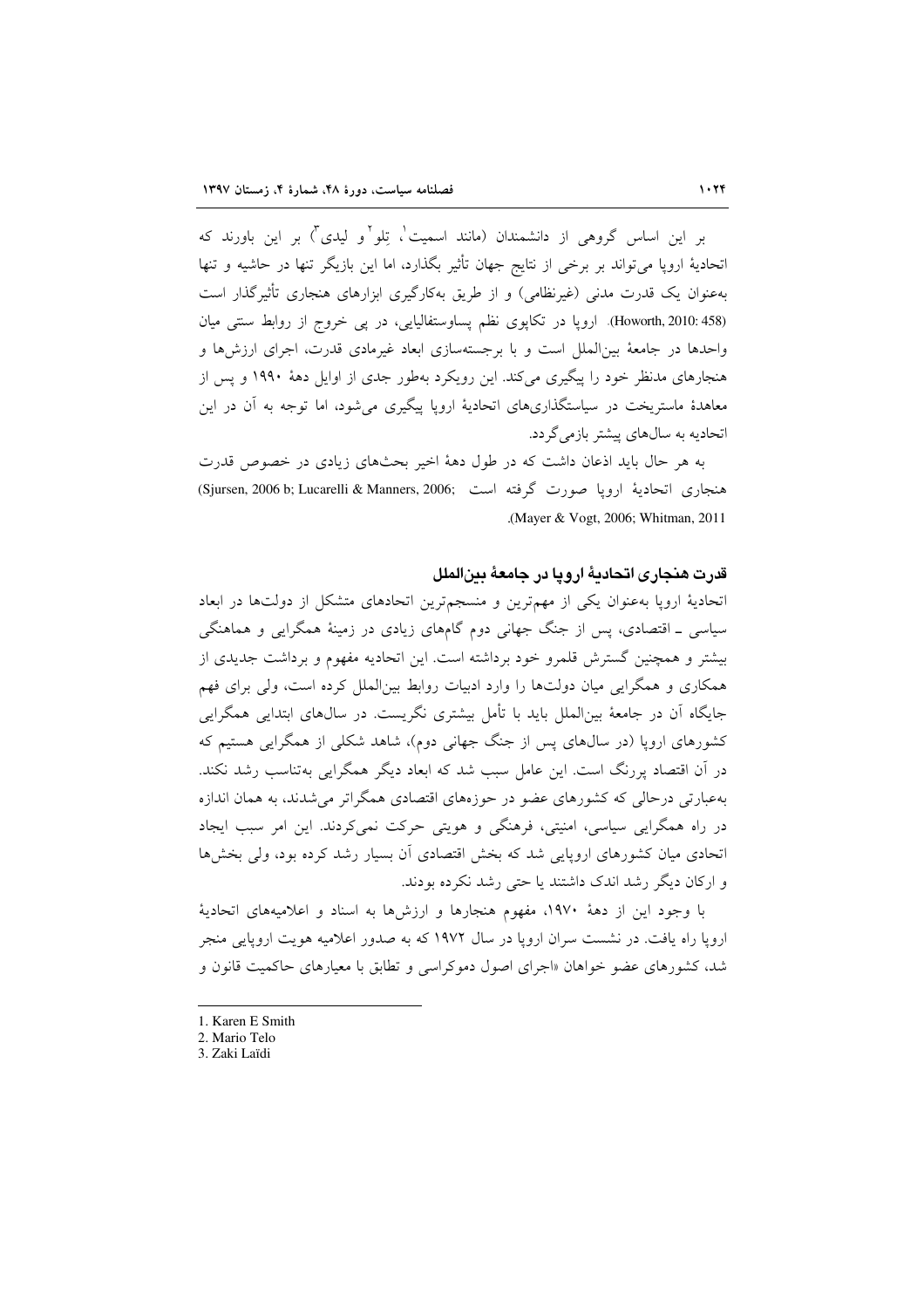بر این اساس گروهی از دانشمندان (مانند اسمیت[1]، تِلو[2] و لیدی[3]) بر این باورند که اتحادیهٔ اروپا می‌تواند بر برخی از نتایج جهان تأثیر بگذارد، اما این بازیگر تنها در حاشیه و تنها به‌عنوان یک قدرت مدنی (غیرنظامی) و از طریق به‌کارگیری ابزارهای هنجاری تأثیرگذار است (Howorth, 2010: 458). اروپا در تکاپوی نظم پساوستفالیایی، در پی خروج از روابط سنتی میان واحدها در جامعهٔ بین‌الملل است و با برجسته‌سازی ابعاد غیرمادی قدرت، اجرای ارزش‌ها و هنجارهای مدنظر خود را پیگیری می‌کند. این رویکرد به‌طور جدی از اوایل دههٔ ۱۹۹۰ و پس از معاهدهٔ ماستریخت در سیاستگذاری‌های اتحادیهٔ اروپا پیگیری می‌شود، اما توجه به آن در این اتحادیه به سال‌های پیشتر بازمی‌گردد.

به هر حال باید اذعان داشت که در طول دههٔ اخیر بحث‌های زیادی در خصوص قدرت هنجاری اتحادیهٔ اروپا صورت گرفته است (Sjursen, 2006 b; Lucarelli & Manners, 2006; Mayer & Vogt, 2006; Whitman, 2011).

## قدرت هنجاری اتحادیهٔ اروپا در جامعهٔ بین‌الملل

اتحادیهٔ اروپا به‌عنوان یکی از مهم‌ترین و منسجم‌ترین اتحادهای متشکل از دولت‌ها در ابعاد سیاسی ـ اقتصادی، پس از جنگ جهانی دوم گام‌های زیادی در زمینهٔ همگرایی و هماهنگی بیشتر و همچنین گسترش قلمرو خود برداشته است. این اتحادیه مفهوم و برداشت جدیدی از همکاری و همگرایی میان دولت‌ها را وارد ادبیات روابط بین‌الملل کرده است، ولی برای فهم جایگاه آن در جامعهٔ بین‌الملل باید با تأمل بیشتری نگریست. در سال‌های ابتدایی همگرایی کشورهای اروپا (در سال‌های پس از جنگ جهانی دوم)، شاهد شکلی از همگرایی هستیم که در آن اقتصاد پررنگ است. این عامل سبب شد که ابعاد دیگر همگرایی به‌تناسب رشد نکند. به‌عبارتی درحالی که کشورهای عضو در حوزه‌های اقتصادی همگراتر می‌شدند، به همان اندازه در راه همگرایی سیاسی، امنیتی، فرهنگی و هویتی حرکت نمی‌کردند. این امر سبب ایجاد اتحادی میان کشورهای اروپایی شد که بخش اقتصادی آن بسیار رشد کرده بود، ولی بخش‌ها و ارکان دیگر رشد اندک داشتند یا حتی رشد نکرده بودند.

با وجود این از دههٔ ۱۹۷۰، مفهوم هنجارها و ارزش‌ها به اسناد و اعلامیه‌های اتحادیهٔ اروپا راه یافت. در نشست سران اروپا در سال ۱۹۷۲ که به صدور اعلامیه هویت اروپایی منجر شد، کشورهای عضو خواهان «اجرای اصول دموکراسی و تطابق با معیارهای حاکمیت قانون و

---

1. Karen E Smith
2. Mario Telo
3. Zaki Laïdi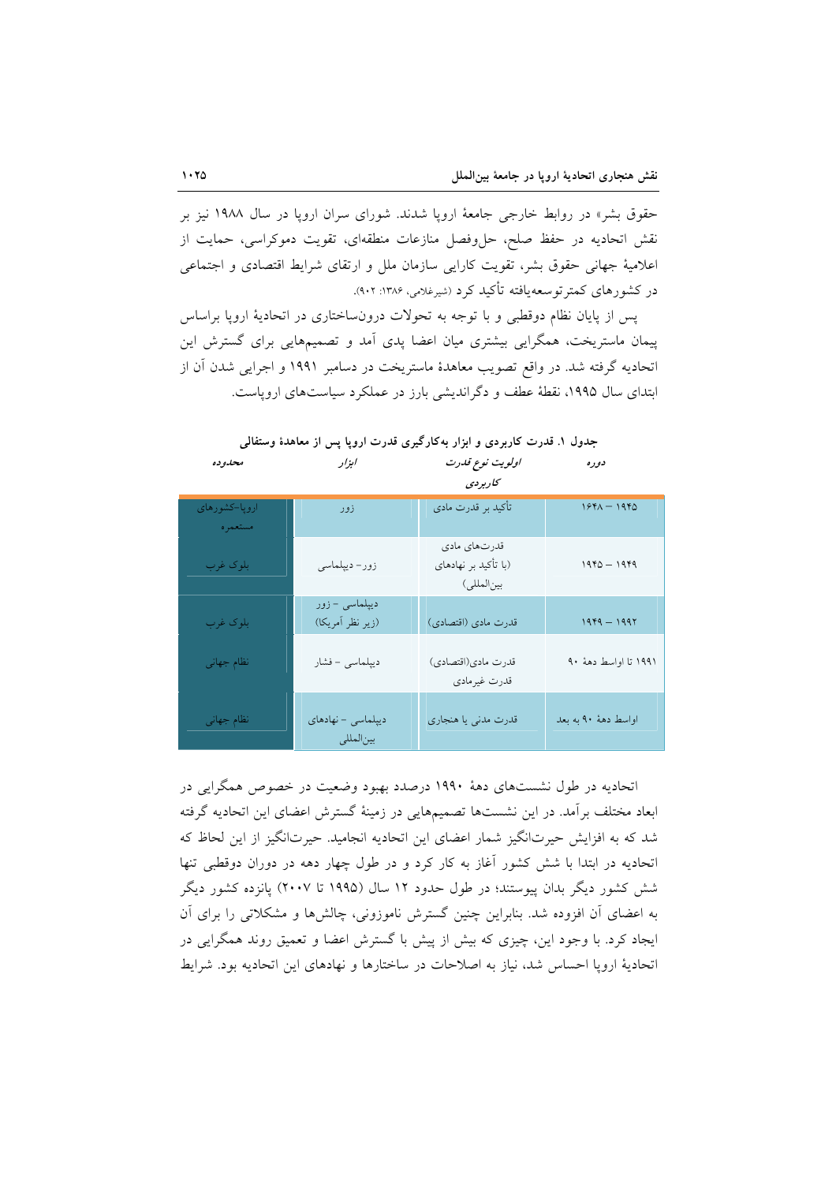حقوق بشر» در روابط خارجی جامعهٔ اروپا شدند. شورای سران اروپا در سال ۱۹۸۸ نیز بر نقش اتحادیه در حفظ صلح، حل‌وفصل منازعات منطقه‌ای، تقویت دموکراسی، حمایت از اعلامیهٔ جهانی حقوق بشر، تقویت کارایی سازمان ملل و ارتقای شرایط اقتصادی و اجتماعی در کشورهای کمترتوسعه‌یافته تأکید کرد (شیرغلامی، ۱۳۸۶: ۹۰۲).

پس از پایان نظام دوقطبی و با توجه به تحولات درون‌ساختاری در اتحادیهٔ اروپا براساس پیمان ماستریخت، همگرایی بیشتری میان اعضا پدی آمد و تصمیم‌هایی برای گسترش این اتحادیه گرفته شد. در واقع تصویب معاهدهٔ ماستریخت در دسامبر ۱۹۹۱ و اجرایی شدن آن از ابتدای سال ۱۹۹۵، نقطهٔ عطف و دگراندیشی بارز در عملکرد سیاست‌های اروپاست.

جدول ۱. قدرت کاربردی و ابزار به‌کارگیری قدرت اروپا پس از معاهدهٔ وستفالی

| دوره | اولویت نوع قدرت کاربردی | ابزار | محدوده |
|---|---|---|---|
| ۱۶۴۸ – ۱۹۴۵ | تأکید بر قدرت مادی | زور | اروپا-کشورهای مستعمره |
| ۱۹۴۵ – ۱۹۴۹ | قدرت‌های مادی (با تأکید بر نهادهای بین‌المللی) | زور- دیپلماسی | بلوک غرب |
| ۱۹۴۹ – ۱۹۹۲ | قدرت مادی (اقتصادی) | دیپلماسی – زور (زیر نظر آمریکا) | بلوک غرب |
| ۱۹۹۱ تا اواسط دههٔ ۹۰ | قدرت مادی(اقتصادی) قدرت غیرمادی | دیپلماسی – فشار | نظام جهانی |
| اواسط دههٔ ۹۰ به بعد | قدرت مدنی یا هنجاری | دیپلماسی – نهادهای بین‌المللی | نظام جهانی |

اتحادیه در طول نشست‌های دههٔ ۱۹۹۰ درصدد بهبود وضعیت در خصوص همگرایی در ابعاد مختلف برآمد. در این نشست‌ها تصمیم‌هایی در زمینهٔ گسترش اعضای این اتحادیه گرفته شد که به افزایش حیرت‌انگیز شمار اعضای این اتحادیه انجامید. حیرت‌انگیز از این لحاظ که اتحادیه در ابتدا با شش کشور آغاز به کار کرد و در طول چهار دهه در دوران دوقطبی تنها شش کشور دیگر بدان پیوستند؛ در طول حدود ۱۲ سال (۱۹۹۵ تا ۲۰۰۷) پانزده کشور دیگر به اعضای آن افزوده شد. بنابراین چنین گسترش ناموزونی، چالش‌ها و مشکلاتی را برای آن ایجاد کرد. با وجود این، چیزی که بیش از پیش با گسترش اعضا و تعمیق روند همگرایی در اتحادیهٔ اروپا احساس شد، نیاز به اصلاحات در ساختارها و نهادهای این اتحادیه بود. شرایط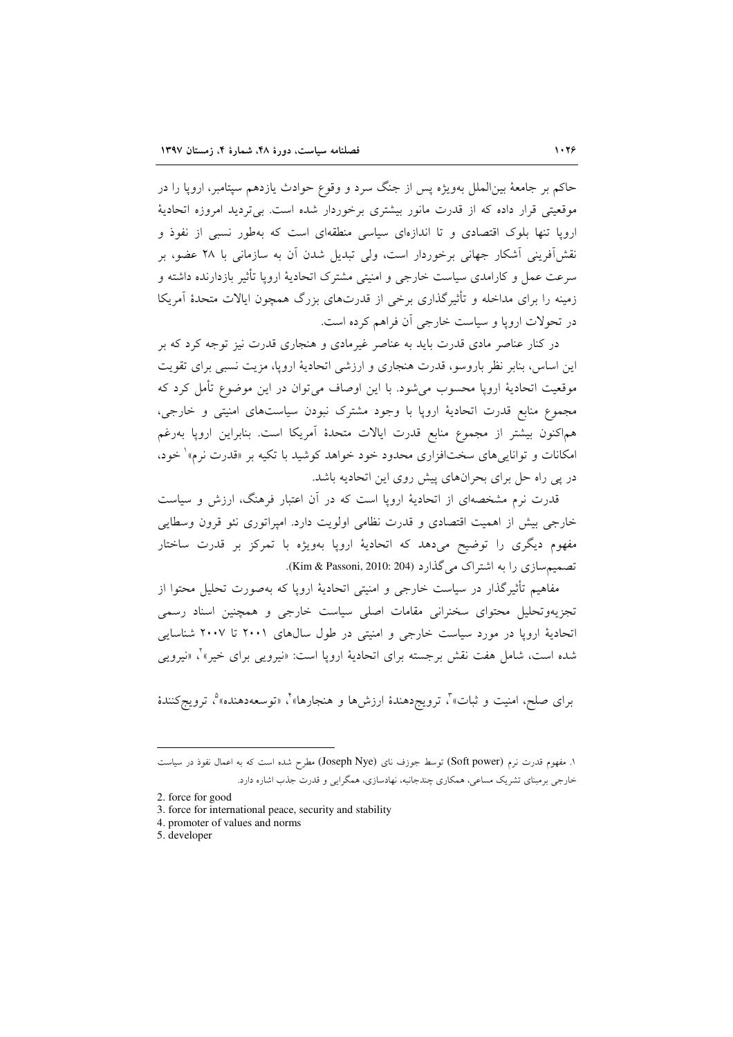حاکم بر جامعهٔ بین‌الملل به‌ویژه پس از جنگ سرد و وقوع حوادث یازدهم سپتامبر، اروپا را در موقعیتی قرار داده که از قدرت مانور بیشتری برخوردار شده است. بی‌تردید امروزه اتحادیهٔ اروپا تنها بلوک اقتصادی و تا اندازه‌ای سیاسی منطقه‌ای است که به‌طور نسبی از نفوذ و نقش‌آفرینی آشکار جهانی برخوردار است، ولی تبدیل شدن آن به سازمانی با ۲۸ عضو، بر سرعت عمل و کارامدی سیاست خارجی و امنیتی مشترک اتحادیهٔ اروپا تأثیر بازدارنده داشته و زمینه را برای مداخله و تأثیرگذاری برخی از قدرت‌های بزرگ همچون ایالات متحدهٔ آمریکا در تحولات اروپا و سیاست خارجی آن فراهم کرده است.

در کنار عناصر مادی قدرت باید به عناصر غیرمادی و هنجاری قدرت نیز توجه کرد که بر این اساس، بنابر نظر باروسو، قدرت هنجاری و ارزشی اتحادیهٔ اروپا، مزیت نسبی برای تقویت موقعیت اتحادیهٔ اروپا محسوب می‌شود. با این اوصاف می‌توان در این موضوع تأمل کرد که مجموع منابع قدرت اتحادیهٔ اروپا با وجود مشترک نبودن سیاست‌های امنیتی و خارجی، هم‌اکنون بیشتر از مجموع منابع قدرت ایالات متحدهٔ آمریکا است. بنابراین اروپا به‌رغم امکانات و توانایی‌های سخت‌افزاری محدود خود خواهد کوشید با تکیه بر «قدرت نرم»[1] خود، در پی راه حل برای بحران‌های پیش روی این اتحادیه باشد.

قدرت نرم مشخصه‌ای از اتحادیهٔ اروپا است که در آن اعتبار فرهنگ، ارزش و سیاست خارجی بیش از اهمیت اقتصادی و قدرت نظامی اولویت دارد. امپراتوری نئو قرون وسطایی مفهوم دیگری را توضیح می‌دهد که اتحادیهٔ اروپا به‌ویژه با تمرکز بر قدرت ساختار تصمیم‌سازی را به اشتراک می‌گذارد (Kim & Passoni, 2010: 204).

مفاهیم تأثیرگذار در سیاست خارجی و امنیتی اتحادیهٔ اروپا که به‌صورت تحلیل محتوا از تجزیه‌وتحلیل محتوای سخنرانی مقامات اصلی سیاست خارجی و همچنین اسناد رسمی اتحادیهٔ اروپا در مورد سیاست خارجی و امنیتی در طول سال‌های ۲۰۰۱ تا ۲۰۰۷ شناسایی شده است، شامل هفت نقش برجسته برای اتحادیهٔ اروپا است: «نیرویی برای خیر»[2]، «نیرویی برای صلح، امنیت و ثبات»[3]، ترویج‌دهندهٔ ارزش‌ها و هنجارها»[4]، «توسعه‌دهنده»[5]، ترویج‌کنندهٔ

---

۱. مفهوم قدرت نرم (Soft power) توسط جوزف نای (Joseph Nye) مطرح شده است که به اعمال نفوذ در سیاست خارجی برمبنای تشریک مساعی، همکاری چندجانبه، نهادسازی، همگرایی و قدرت جذب اشاره دارد.

2. force for good
3. force for international peace, security and stability
4. promoter of values and norms
5. developer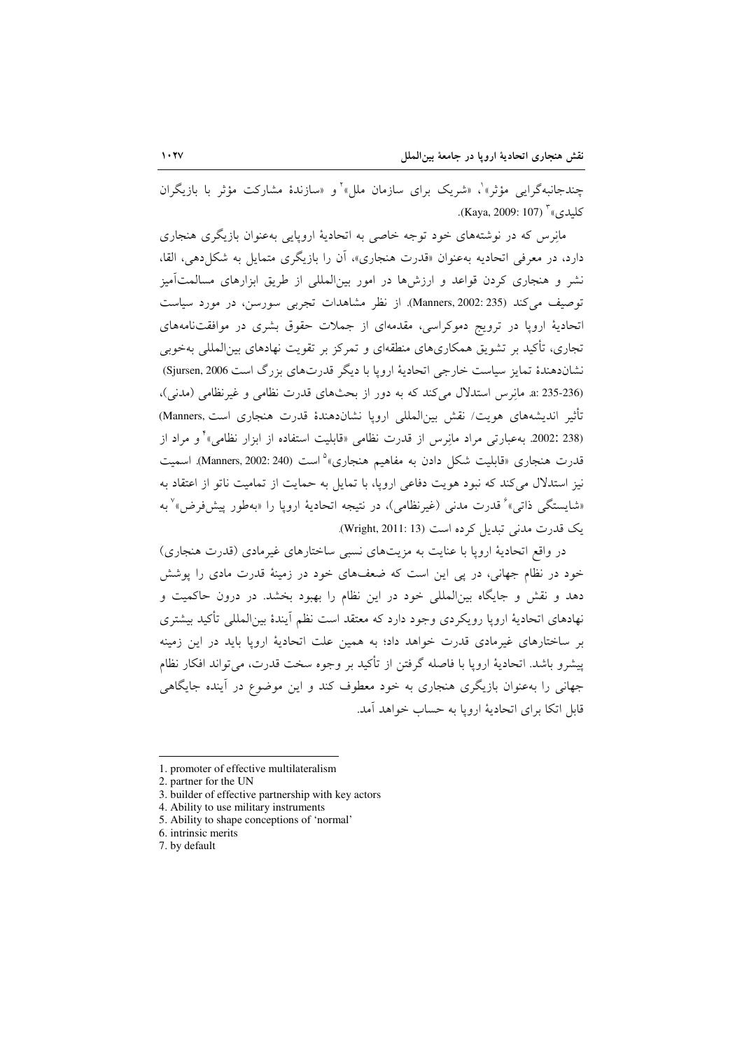چندجانبه‌گرایی مؤثر»[1]، «شریک برای سازمان ملل»[2] و «سازندهٔ مشارکت مؤثر با بازیگران کلیدی»[3] (Kaya, 2009: 107).

مانِرس که در نوشته‌های خود توجه خاصی به اتحادیهٔ اروپایی به‌عنوان بازیگری هنجاری دارد، در معرفی اتحادیه به‌عنوان «قدرت هنجاری»، آن را بازیگری متمایل به شکل‌دهی، القا، نشر و هنجاری کردن قواعد و ارزش‌ها در امور بین‌المللی از طریق ابزارهای مسالمت‌آمیز توصیف می‌کند (Manners, 2002: 235). از نظر مشاهدات تجربی سورسن، در مورد سیاست اتحادیهٔ اروپا در ترویج دموکراسی، مقدمه‌ای از جملات حقوق بشری در موافقت‌نامه‌های تجاری، تأکید بر تشویق همکاری‌های منطقه‌ای و تمرکز بر تقویت نهادهای بین‌المللی به‌خوبی نشان‌دهندهٔ تمایز سیاست خارجی اتحادیهٔ اروپا با دیگر قدرت‌های بزرگ است (Sjursen, 2006 a: 235-236). مانِرس استدلال می‌کند که به دور از بحث‌های قدرت نظامی و غیرنظامی (مدنی)، تأثیر اندیشه‌های هویت/ نقش بین‌المللی اروپا نشان‌دهندهٔ قدرت هنجاری است (Manners, 2002: 238). به‌عبارتی مراد مانِرس از قدرت نظامی «قابلیت استفاده از ابزار نظامی»[4] و مراد از قدرت هنجاری «قابلیت شکل دادن به مفاهیم هنجاری»[5] است (Manners, 2002: 240). اسمیت نیز استدلال می‌کند که نبود هویت دفاعی اروپا، با تمایل به حمایت از تمامیت ناتو از اعتقاد به «شایستگی ذاتی»[6] قدرت مدنی (غیرنظامی)، در نتیجه اتحادیهٔ اروپا را «به‌طور پیش‌فرض»[7] به یک قدرت مدنی تبدیل کرده است (Wright, 2011: 13).

در واقع اتحادیهٔ اروپا با عنایت به مزیت‌های نسبی ساختارهای غیرمادی (قدرت هنجاری) خود در نظام جهانی، در پی این است که ضعف‌های خود در زمینهٔ قدرت مادی را پوشش دهد و نقش و جایگاه بین‌المللی خود در این نظام را بهبود بخشد. در درون حاکمیت و نهادهای اتحادیهٔ اروپا رویکردی وجود دارد که معتقد است نظم آیندهٔ بین‌المللی تأکید بیشتری بر ساختارهای غیرمادی قدرت خواهد داد؛ به همین علت اتحادیهٔ اروپا باید در این زمینه پیشرو باشد. اتحادیهٔ اروپا با فاصله گرفتن از تأکید بر وجوه سخت قدرت، می‌تواند افکار نظام جهانی را به‌عنوان بازیگری هنجاری به خود معطوف کند و این موضوع در آینده جایگاهی قابل اتکا برای اتحادیهٔ اروپا به حساب خواهد آمد.

---

1. promoter of effective multilateralism
2. partner for the UN
3. builder of effective partnership with key actors
4. Ability to use military instruments
5. Ability to shape conceptions of 'normal'
6. intrinsic merits
7. by default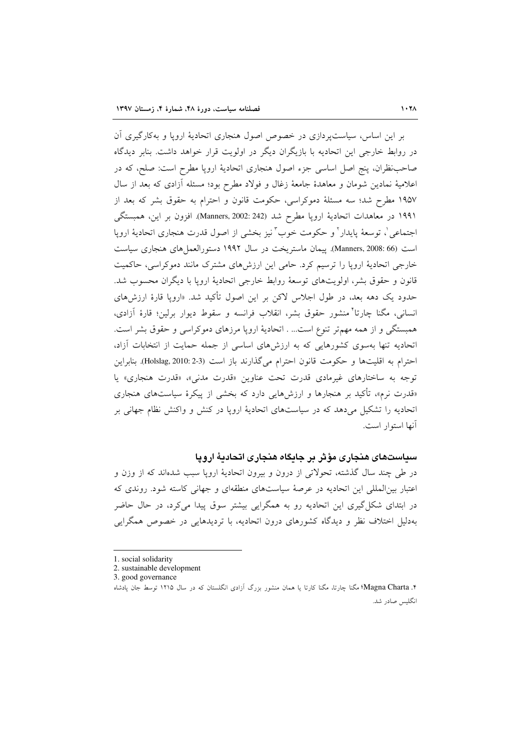بر این اساس، سیاست‌پردازی در خصوص اصول هنجاری اتحادیهٔ اروپا و به‌کارگیری آن در روابط خارجی این اتحادیه با بازیگران دیگر در اولویت قرار خواهد داشت. بنابر دیدگاه صاحب‌نظران، پنج اصل اساسی جزء اصول هنجاری اتحادیهٔ اروپا مطرح است: صلح، که در اعلامیهٔ نمادین شومان و معاهدهٔ جامعهٔ زغال و فولاد مطرح بود؛ مسئله آزادی که بعد از سال ۱۹۵۷ مطرح شد؛ سه مسئلهٔ دموکراسی، حکومت قانون و احترام به حقوق بشر که بعد از ۱۹۹۱ در معاهدات اتحادیهٔ اروپا مطرح شد (Manners, 2002: 242). افزون بر این، همبستگی اجتماعی[1]، توسعهٔ پایدار[2] و حکومت خوب[3] نیز بخشی از اصول قدرت هنجاری اتحادیهٔ اروپا است (Manners, 2008: 66). پیمان ماستریخت در سال ۱۹۹۲ دستورالعمل‌های هنجاری سیاست خارجی اتحادیهٔ اروپا را ترسیم کرد. حامی این ارزش‌های مشترک مانند دموکراسی، حاکمیت قانون و حقوق بشر، اولویت‌های توسعهٔ روابط خارجی اتحادیهٔ اروپا با دیگران محسوب شد. حدود یک دهه بعد، در طول اجلاس لاکن بر این اصول تأکید شد. «اروپا قارهٔ ارزش‌های انسانی، مگنا چارتا[4] منشور حقوق بشر، انقلاب فرانسه و سقوط دیوار برلین؛ قارهٔ آزادی، همبستگی و از همه مهم‌تر تنوع است... . اتحادیهٔ اروپا مرزهای دموکراسی و حقوق بشر است. اتحادیه تنها به‌سوی کشورهایی که به ارزش‌های اساسی از جمله حمایت از انتخابات آزاد، احترام به اقلیت‌ها و حکومت قانون احترام می‌گذارند باز است (Holslag, 2010: 2-3). بنابراین توجه به ساختارهای غیرمادی قدرت تحت عناوین «قدرت مدنی»، «قدرت هنجاری» یا «قدرت نرم»، تأکید بر هنجارها و ارزش‌هایی دارد که بخشی از پیکرهٔ سیاست‌های هنجاری اتحادیه را تشکیل می‌دهد که در سیاست‌های اتحادیهٔ اروپا در کنش و واکنش نظام جهانی بر آنها استوار است.

## سیاست‌های هنجاری مؤثر بر جایگاه هنجاری اتحادیهٔ اروپا

در طی چند سال گذشته، تحولاتی از درون و بیرون اتحادیهٔ اروپا سبب شده‌اند که از وزن و اعتبار بین‌المللی این اتحادیه در عرصهٔ سیاست‌های منطقه‌ای و جهانی کاسته شود. روندی که در ابتدای شکل‌گیری این اتحادیه رو به همگرایی بیشتر سوق پیدا می‌کرد، در حال حاضر به‌دلیل اختلاف نظر و دیدگاه کشورهای درون اتحادیه، با تردیدهایی در خصوص همگرایی

---

1. social solidarity
2. sustainable development
3. good governance
4. Magna Charta؛ مگنا چارتا، مگنا کارتا یا همان منشور بزرگ آزادی انگلستان که در سال ۱۲۱۵ توسط جان پادشاه انگلیس صادر شد.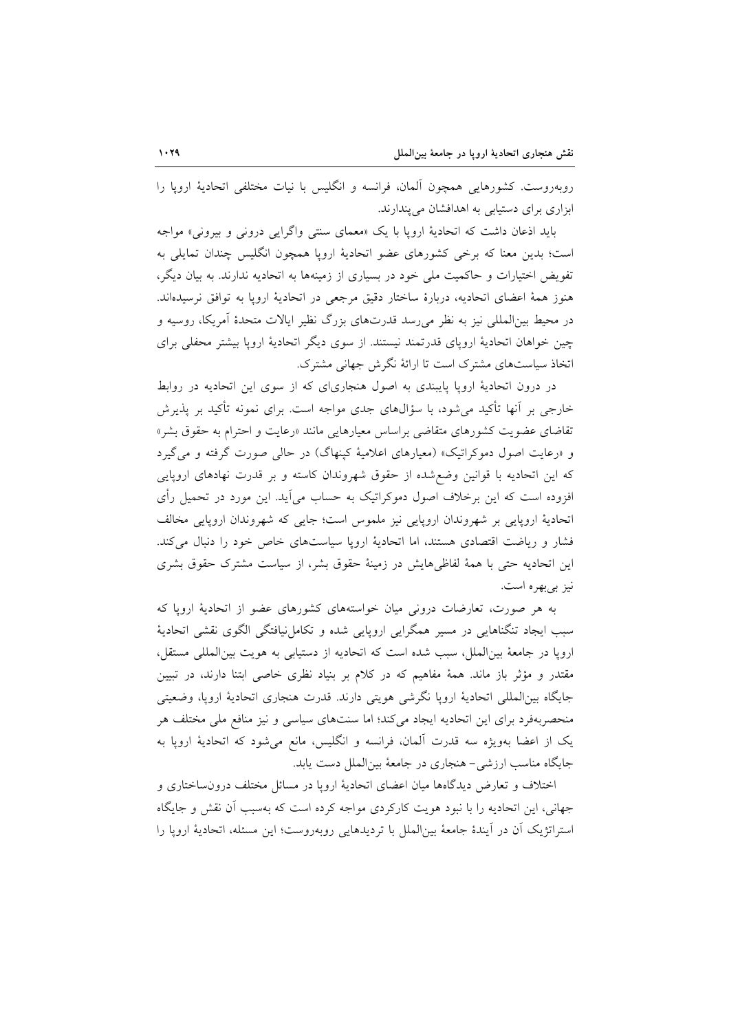روبه‌روست. کشورهایی همچون آلمان، فرانسه و انگلیس با نیات مختلفی اتحادیهٔ اروپا را ابزاری برای دستیابی به اهدافشان می‌پندارند.

باید اذعان داشت که اتحادیهٔ اروپا با یک «معمای سنتی واگرایی درونی و بیرونی» مواجه است؛ بدین معنا که برخی کشورهای عضو اتحادیهٔ اروپا همچون انگلیس چندان تمایلی به تفویض اختیارات و حاکمیت ملی خود در بسیاری از زمینه‌ها به اتحادیه ندارند. به بیان دیگر، هنوز همهٔ اعضای اتحادیه، دربارهٔ ساختار دقیق مرجعی در اتحادیهٔ اروپا به توافق نرسیده‌اند. در محیط بین‌المللی نیز به نظر می‌رسد قدرت‌های بزرگ نظیر ایالات متحدهٔ آمریکا، روسیه و چین خواهان اتحادیهٔ اروپای قدرتمند نیستند. از سوی دیگر اتحادیهٔ اروپا بیشتر محفلی برای اتخاذ سیاست‌های مشترک است تا ارائهٔ نگرش جهانی مشترک.

در درون اتحادیهٔ اروپا پایبندی به اصول هنجاری‌ای که از سوی این اتحادیه در روابط خارجی بر آنها تأکید می‌شود، با سؤال‌های جدی مواجه است. برای نمونه تأکید بر پذیرش تقاضای عضویت کشورهای متقاضی براساس معیارهایی مانند «رعایت و احترام به حقوق بشر» و «رعایت اصول دموکراتیک» (معیارهای اعلامیهٔ کپنهاگ) در حالی صورت گرفته و می‌گیرد که این اتحادیه با قوانین وضع‌شده از حقوق شهروندان کاسته و بر قدرت نهادهای اروپایی افزوده است که این برخلاف اصول دموکراتیک به حساب می‌آید. این مورد در تحمیل رأی اتحادیهٔ اروپایی بر شهروندان اروپایی نیز ملموس است؛ جایی که شهروندان اروپایی مخالف فشار و ریاضت اقتصادی هستند، اما اتحادیهٔ اروپا سیاست‌های خاص خود را دنبال می‌کند. این اتحادیه حتی با همهٔ لفاظی‌هایش در زمینهٔ حقوق بشر، از سیاست مشترک حقوق بشری نیز بی‌بهره است.

به هر صورت، تعارضات درونی میان خواسته‌های کشورهای عضو از اتحادیهٔ اروپا که سبب ایجاد تنگناهایی در مسیر همگرایی اروپایی شده و تکامل‌نیافتگی الگوی نقشی اتحادیهٔ اروپا در جامعهٔ بین‌الملل، سبب شده است که اتحادیه از دستیابی به هویت بین‌المللی مستقل، مقتدر و مؤثر باز ماند. همهٔ مفاهیم که در کلام بر بنیاد نظری خاصی ابتنا دارند، در تبیین جایگاه بین‌المللی اتحادیهٔ اروپا نگرشی هویتی دارند. قدرت هنجاری اتحادیهٔ اروپا، وضعیتی منحصربه‌فرد برای این اتحادیه ایجاد می‌کند؛ اما سنت‌های سیاسی و نیز منافع ملی مختلف هر یک از اعضا به‌ویژه سه قدرت آلمان، فرانسه و انگلیس، مانع می‌شود که اتحادیهٔ اروپا به جایگاه مناسب ارزشی- هنجاری در جامعهٔ بین‌الملل دست یابد.

اختلاف و تعارض دیدگاه‌ها میان اعضای اتحادیهٔ اروپا در مسائل مختلف درون‌ساختاری و جهانی، این اتحادیه را با نبود هویت کارکردی مواجه کرده است که به‌سبب آن نقش و جایگاه استراتژیک آن در آیندهٔ جامعهٔ بین‌الملل با تردیدهایی روبه‌روست؛ این مسئله، اتحادیهٔ اروپا را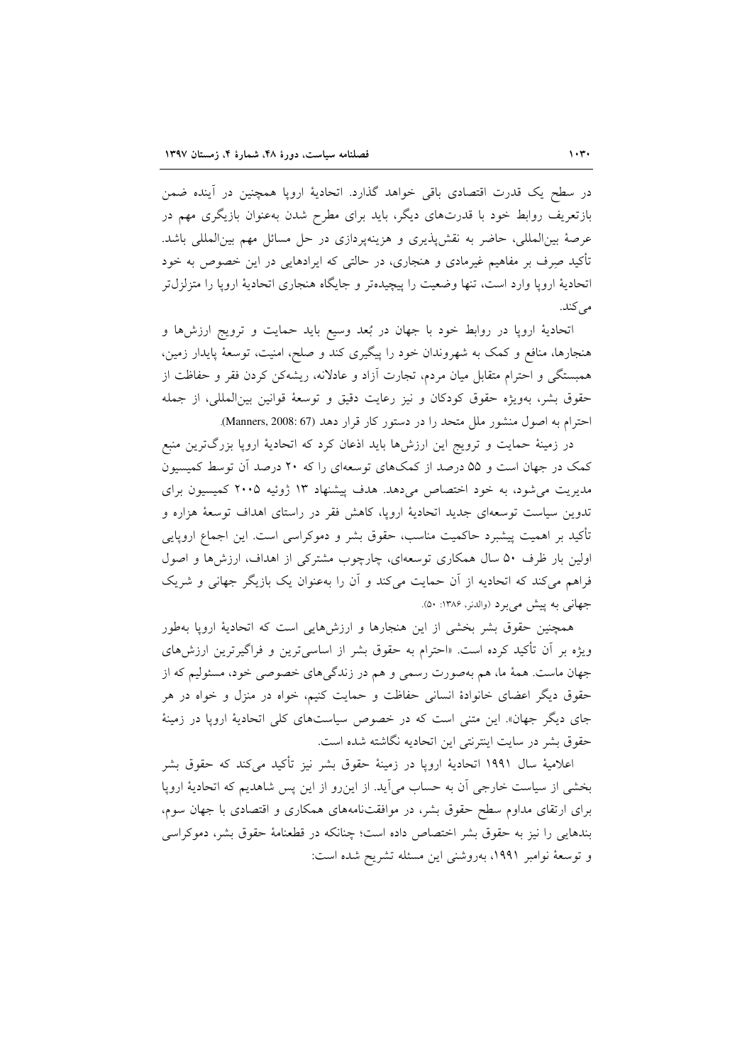در سطح یک قدرت اقتصادی باقی خواهد گذارد. اتحادیهٔ اروپا همچنین در آینده ضمن بازتعریف روابط خود با قدرت‌های دیگر، باید برای مطرح شدن به‌عنوان بازیگری مهم در عرصهٔ بین‌المللی، حاضر به نقش‌پذیری و هزینه‌پردازی در حل مسائل مهم بین‌المللی باشد. تأکید صرف بر مفاهیم غیرمادی و هنجاری، در حالتی که ایرادهایی در این خصوص به خود اتحادیهٔ اروپا وارد است، تنها وضعیت را پیچیده‌تر و جایگاه هنجاری اتحادیهٔ اروپا را متزلزل‌تر می‌کند.

اتحادیهٔ اروپا در روابط خود با جهان در بُعد وسیع باید حمایت و ترویج ارزش‌ها و هنجارها، منافع و کمک به شهروندان خود را پیگیری کند و صلح، امنیت، توسعهٔ پایدار زمین، همبستگی و احترام متقابل میان مردم، تجارت آزاد و عادلانه، ریشه‌کن کردن فقر و حفاظت از حقوق بشر، به‌ویژه حقوق کودکان و نیز رعایت دقیق و توسعهٔ قوانین بین‌المللی، از جمله احترام به اصول منشور ملل متحد را در دستور کار قرار دهد (Manners, 2008: 67).

در زمینهٔ حمایت و ترویج این ارزش‌ها باید اذعان کرد که اتحادیهٔ اروپا بزرگ‌ترین منبع کمک در جهان است و ۵۵ درصد از کمک‌های توسعه‌ای را که ۲۰ درصد آن توسط کمیسیون مدیریت می‌شود، به خود اختصاص می‌دهد. هدف پیشنهاد ۱۳ ژوئیه ۲۰۰۵ کمیسیون برای تدوین سیاست توسعه‌ای جدید اتحادیهٔ اروپا، کاهش فقر در راستای اهداف توسعهٔ هزاره و تأکید بر اهمیت پیشبرد حاکمیت مناسب، حقوق بشر و دموکراسی است. این اجماع اروپایی اولین بار ظرف ۵۰ سال همکاری توسعه‌ای، چارچوب مشترکی از اهداف، ارزش‌ها و اصول فراهم می‌کند که اتحادیه از آن حمایت می‌کند و آن را به‌عنوان یک بازیگر جهانی و شریک جهانی به پیش می‌برد (والدنر، ۱۳۸۶: ۵۰).

همچنین حقوق بشر بخشی از این هنجارها و ارزش‌هایی است که اتحادیهٔ اروپا به‌طور ویژه بر آن تأکید کرده است. «احترام به حقوق بشر از اساسی‌ترین و فراگیرترین ارزش‌های جهان ماست. همهٔ ما، هم به‌صورت رسمی و هم در زندگی‌های خصوصی خود، مسئولیم که از حقوق دیگر اعضای خانوادهٔ انسانی حفاظت و حمایت کنیم، خواه در منزل و خواه در هر جای دیگر جهان». این متنی است که در خصوص سیاست‌های کلی اتحادیهٔ اروپا در زمینهٔ حقوق بشر در سایت اینترنتی این اتحادیه نگاشته شده است.

اعلامیهٔ سال ۱۹۹۱ اتحادیهٔ اروپا در زمینهٔ حقوق بشر نیز تأکید می‌کند که حقوق بشر بخشی از سیاست خارجی آن به حساب می‌آید. از این‌رو از این پس شاهدیم که اتحادیهٔ اروپا برای ارتقای مداوم سطح حقوق بشر، در موافقت‌نامه‌های همکاری و اقتصادی با جهان سوم، بندهایی را نیز به حقوق بشر اختصاص داده است؛ چنانکه در قطعنامهٔ حقوق بشر، دموکراسی و توسعهٔ نوامبر ۱۹۹۱، به‌روشنی این مسئله تشریح شده است: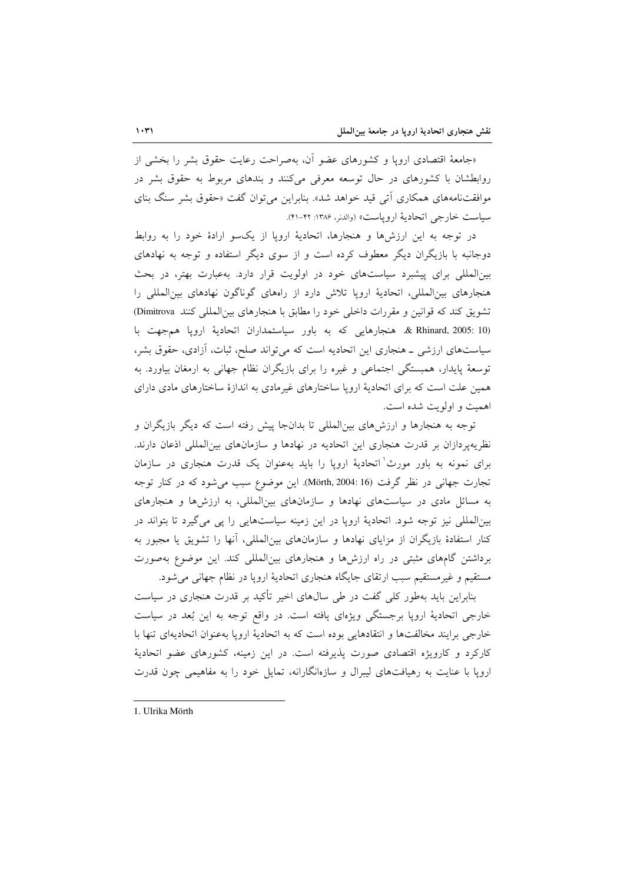«جامعهٔ اقتصادی اروپا و کشورهای عضو آن، به‌صراحت رعایت حقوق بشر را بخشی از روابطشان با کشورهای در حال توسعه معرفی می‌کنند و بندهای مربوط به حقوق بشر در موافقت‌نامه‌های همکاری آتی قید خواهد شد». بنابراین می‌توان گفت «حقوق بشر سنگ بنای سیاست خارجی اتحادیهٔ اروپاست» (والدنر، ۱۳۸۶: ۴۲-۴۱).

در توجه به این ارزش‌ها و هنجارها، اتحادیهٔ اروپا از یک‌سو ارادهٔ خود را به روابط دوجانبه با بازیگران دیگر معطوف کرده است و از سوی دیگر استفاده و توجه به نهادهای بین‌المللی برای پیشبرد سیاست‌های خود در اولویت قرار دارد. به‌عبارت بهتر، در بحث هنجارهای بین‌المللی، اتحادیهٔ اروپا تلاش دارد از راه‌های گوناگون نهادهای بین‌المللی را تشویق کند که قوانین و مقررات داخلی خود را مطابق با هنجارهای بین‌المللی کنند (Dimitrova & Rhinard, 2005: 10). هنجارهایی که به باور سیاستمداران اتحادیهٔ اروپا هم‌جهت با سیاست‌های ارزشی ـ هنجاری این اتحادیه است که می‌تواند صلح، ثبات، آزادی، حقوق بشر، توسعهٔ پایدار، همبستگی اجتماعی و غیره را برای بازیگران نظام جهانی به ارمغان بیاورد. به همین علت است که برای اتحادیهٔ اروپا ساختارهای غیرمادی به اندازهٔ ساختارهای مادی دارای اهمیت و اولویت شده است.

توجه به هنجارها و ارزش‌های بین‌المللی تا بدان‌جا پیش رفته است که دیگر بازیگران و نظریه‌پردازان بر قدرت هنجاری این اتحادیه در نهادها و سازمان‌های بین‌المللی اذعان دارند. برای نمونه به باور مورث[1] اتحادیهٔ اروپا را باید به‌عنوان یک قدرت هنجاری در سازمان تجارت جهانی در نظر گرفت (Mörth, 2004: 16). این موضوع سبب می‌شود که در کنار توجه به مسائل مادی در سیاست‌های نهادها و سازمان‌های بین‌المللی، به ارزش‌ها و هنجارهای بین‌المللی نیز توجه شود. اتحادیهٔ اروپا در این زمینه سیاست‌هایی را پی می‌گیرد تا بتواند در کنار استفادهٔ بازیگران از مزایای نهادها و سازمان‌های بین‌المللی، آنها را تشویق یا مجبور به برداشتن گام‌های مثبتی در راه ارزش‌ها و هنجارهای بین‌المللی کند. این موضوع به‌صورت مستقیم و غیرمستقیم سبب ارتقای جایگاه هنجاری اتحادیهٔ اروپا در نظام جهانی می‌شود.

بنابراین باید به‌طور کلی گفت در طی سال‌های اخیر تأکید بر قدرت هنجاری در سیاست خارجی اتحادیهٔ اروپا برجستگی ویژه‌ای یافته است. در واقع توجه به این بُعد در سیاست خارجی برایند مخالفت‌ها و انتقادهایی بوده است که به اتحادیهٔ اروپا به‌عنوان اتحادیه‌ای تنها با کارکرد و کارویژه اقتصادی صورت پذیرفته است. در این زمینه، کشورهای عضو اتحادیهٔ اروپا با عنایت به رهیافت‌های لیبرال و سازه‌انگارانه، تمایل خود را به مفاهیمی چون قدرت

---

1. Ulrika Mörth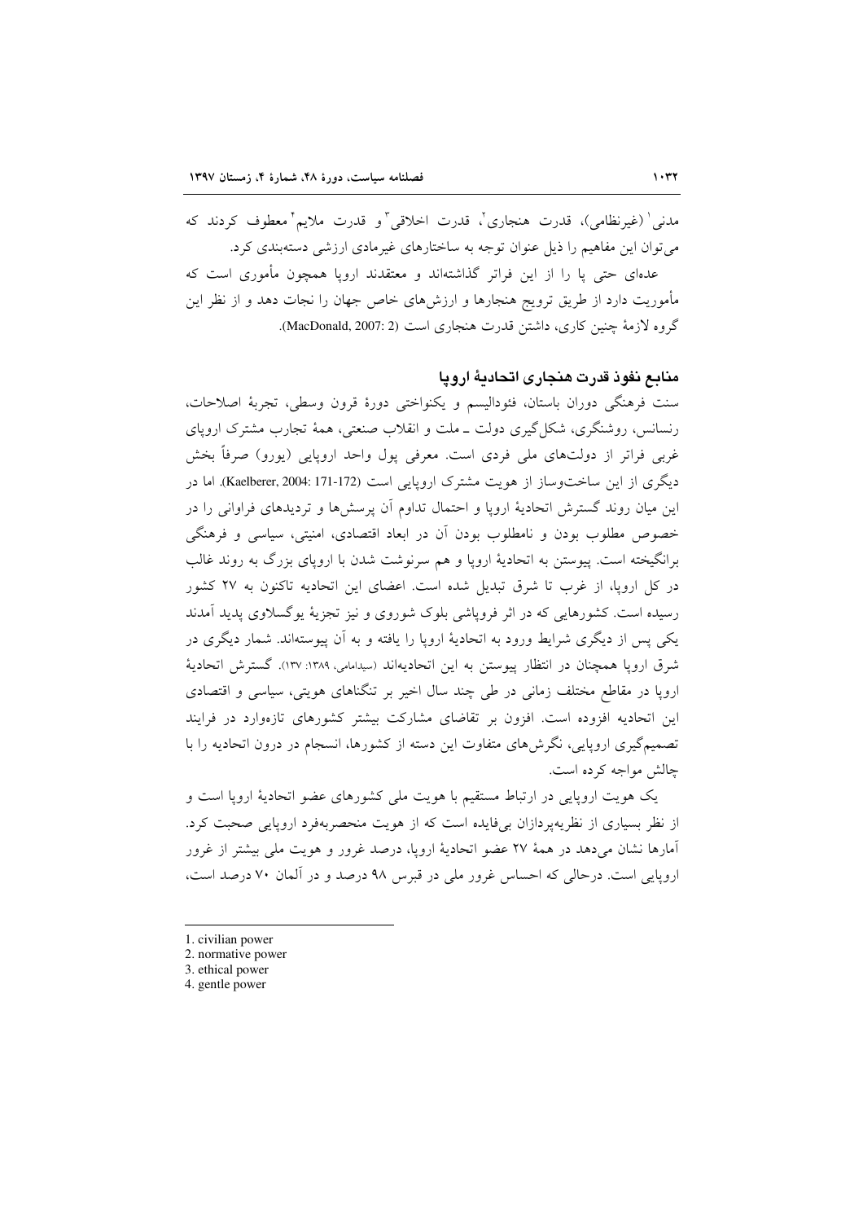مدنی[1] (غیرنظامی)، قدرت هنجاری[2]، قدرت اخلاقی[3] و قدرت ملایم[4] معطوف کردند که می‌توان این مفاهیم را ذیل عنوان توجه به ساختارهای غیرمادی ارزشی دسته‌بندی کرد.

عده‌ای حتی پا را از این فراتر گذاشته‌اند و معتقدند اروپا همچون مأموری است که مأموریت دارد از طریق ترویج هنجارها و ارزش‌های خاص جهان را نجات دهد و از نظر این گروه لازمهٔ چنین کاری، داشتن قدرت هنجاری است (MacDonald, 2007: 2).

## منابع نفوذ قدرت هنجاری اتحادیهٔ اروپا

سنت فرهنگی دوران باستان، فئودالیسم و یکنواختی دورهٔ قرون وسطی، تجربهٔ اصلاحات، رنسانس، روشنگری، شکل‌گیری دولت ـ ملت و انقلاب صنعتی، همهٔ تجارب مشترک اروپای غربی فراتر از دولت‌های ملی فردی است. معرفی پول واحد اروپایی (یورو) صرفاً بخش دیگری از این ساخت‌وساز از هویت مشترک اروپایی است (Kaelberer, 2004: 171-172). اما در این میان روند گسترش اتحادیهٔ اروپا و احتمال تداوم آن پرسش‌ها و تردیدهای فراوانی را در خصوص مطلوب بودن و نامطلوب بودن آن در ابعاد اقتصادی، امنیتی، سیاسی و فرهنگی برانگیخته است. پیوستن به اتحادیهٔ اروپا و هم سرنوشت شدن با اروپای بزرگ به روند غالب در کل اروپا، از غرب تا شرق تبدیل شده است. اعضای این اتحادیه تاکنون به ۲۷ کشور رسیده است. کشورهایی که در اثر فروپاشی بلوک شوروی و نیز تجزیهٔ یوگسلاوی پدید آمدند یکی پس از دیگری شرایط ورود به اتحادیهٔ اروپا را یافته و به آن پیوسته‌اند. شمار دیگری در شرق اروپا همچنان در انتظار پیوستن به این اتحادیه‌اند (سیدامامی، ۱۳۸۹: ۱۳۷). گسترش اتحادیهٔ اروپا در مقاطع مختلف زمانی در طی چند سال اخیر بر تنگناهای هویتی، سیاسی و اقتصادی این اتحادیه افزوده است. افزون بر تقاضای مشارکت بیشتر کشورهای تازه‌وارد در فرایند تصمیم‌گیری اروپایی، نگرش‌های متفاوت این دسته از کشورها، انسجام در درون اتحادیه را با چالش مواجه کرده است.

یک هویت اروپایی در ارتباط مستقیم با هویت ملی کشورهای عضو اتحادیهٔ اروپا است و از نظر بسیاری از نظریه‌پردازان بی‌فایده است که از هویت منحصربه‌فرد اروپایی صحبت کرد. آمارها نشان می‌دهد در همهٔ ۲۷ عضو اتحادیهٔ اروپا، درصد غرور و هویت ملی بیشتر از غرور اروپایی است. درحالی که احساس غرور ملی در قبرس ۹۸ درصد و در آلمان ۷۰ درصد است،

---

1. civilian power
2. normative power
3. ethical power
4. gentle power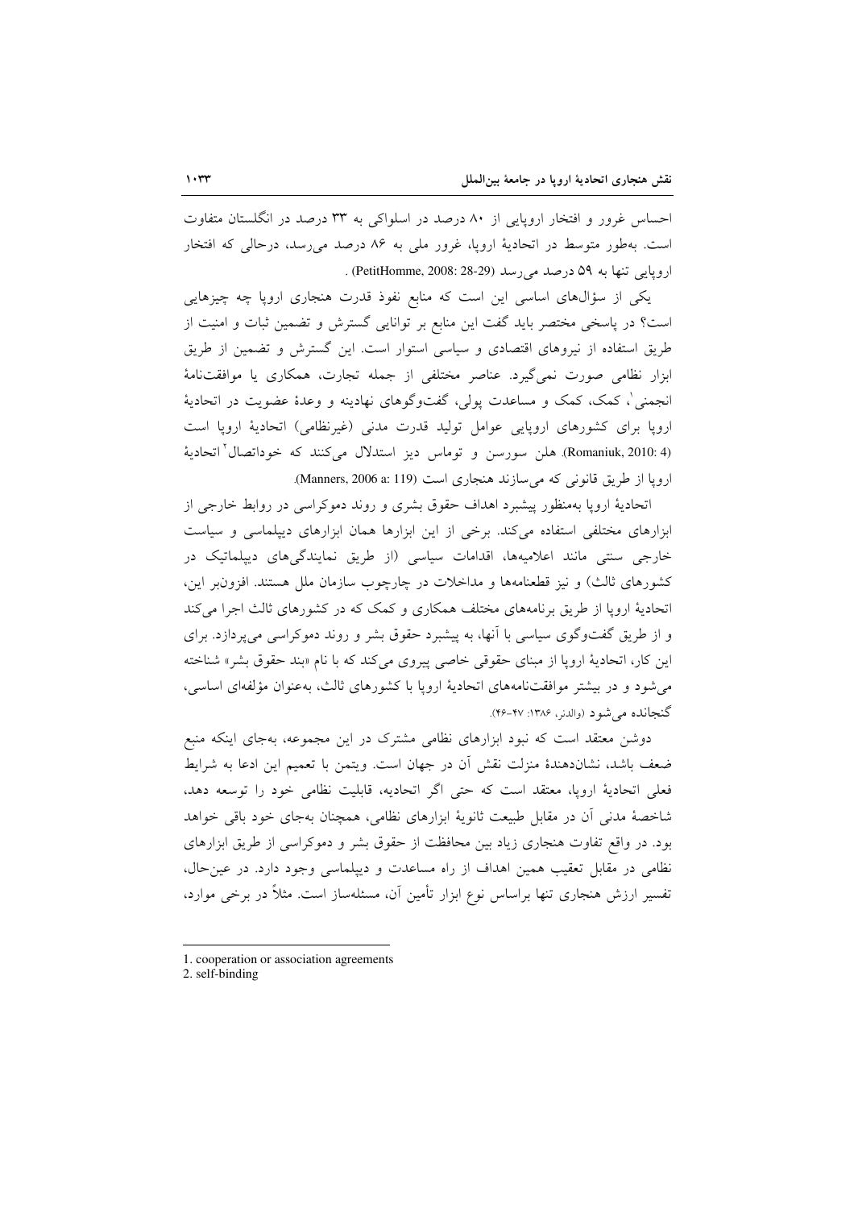احساس غرور و افتخار اروپایی از ۸۰ درصد در اسلواکی به ۳۳ درصد در انگلستان متفاوت است. به‌طور متوسط در اتحادیهٔ اروپا، غرور ملی به ۸۶ درصد می‌رسد، درحالی که افتخار اروپایی تنها به ۵۹ درصد می‌رسد (PetitHomme, 2008: 28-29) .

یکی از سؤال‌های اساسی این است که منابع نفوذ قدرت هنجاری اروپا چه چیزهایی است؟ در پاسخی مختصر باید گفت این منابع بر توانایی گسترش و تضمین ثبات و امنیت از طریق استفاده از نیروهای اقتصادی و سیاسی استوار است. این گسترش و تضمین از طریق ابزار نظامی صورت نمی‌گیرد. عناصر مختلفی از جمله تجارت، همکاری یا موافقت‌نامهٔ انجمنی[1]، کمک و مساعدت پولی، گفت‌وگوهای نهادینه و وعدهٔ عضویت در اتحادیهٔ اروپا برای کشورهای اروپایی عوامل تولید قدرت مدنی (غیرنظامی) اتحادیهٔ اروپا است (Romaniuk, 2010: 4). هلن سورسن و توماس دیز استدلال می‌کنند که خوداتصال[2] اتحادیهٔ اروپا از طریق قانونی که می‌سازند هنجاری است (Manners, 2006 a: 119).

اتحادیهٔ اروپا به‌منظور پیشبرد اهداف حقوق بشری و روند دموکراسی در روابط خارجی از ابزارهای مختلفی استفاده می‌کند. برخی از این ابزارها همان ابزارهای دیپلماسی و سیاست خارجی سنتی مانند اعلامیه‌ها، اقدامات سیاسی (از طریق نمایندگی‌های دیپلماتیک در کشورهای ثالث) و نیز قطعنامه‌ها و مداخلات در چارچوب سازمان ملل هستند. افزون‌بر این، اتحادیهٔ اروپا از طریق برنامه‌های مختلف همکاری و کمک که در کشورهای ثالث اجرا می‌کند و از طریق گفت‌وگوی سیاسی با آنها، به پیشبرد حقوق بشر و روند دموکراسی می‌پردازد. برای این کار، اتحادیهٔ اروپا از مبنای حقوقی خاصی پیروی می‌کند که با نام «بند حقوق بشر» شناخته می‌شود و در بیشتر موافقت‌نامه‌های اتحادیهٔ اروپا با کشورهای ثالث، به‌عنوان مؤلفه‌ای اساسی، گنجانده می‌شود (والدنر، ۱۳۸۶: ۴۷-۴۶).

دوشن معتقد است که نبود ابزارهای نظامی مشترک در این مجموعه، به‌جای اینکه منبع ضعف باشد، نشان‌دهندهٔ منزلت نقش آن در جهان است. ویتمن با تعمیم این ادعا به شرایط فعلی اتحادیهٔ اروپا، معتقد است که حتی اگر اتحادیه، قابلیت نظامی خود را توسعه دهد، شاخصهٔ مدنی آن در مقابل طبیعت ثانویهٔ ابزارهای نظامی، همچنان به‌جای خود باقی خواهد بود. در واقع تفاوت هنجاری زیاد بین محافظت از حقوق بشر و دموکراسی از طریق ابزارهای نظامی در مقابل تعقیب همین اهداف از راه مساعدت و دیپلماسی وجود دارد. در عین‌حال، تفسیر ارزش هنجاری تنها براساس نوع ابزار تأمین آن، مسئله‌ساز است. مثلاً در برخی موارد،

---

1. cooperation or association agreements
2. self-binding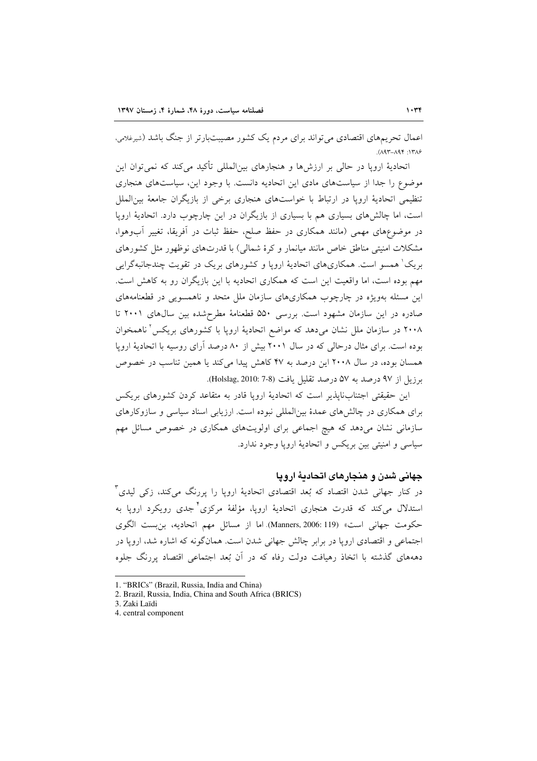اعمال تحریم‌های اقتصادی می‌تواند برای مردم یک کشور مصیبت‌بارتر از جنگ باشد (شیرغلامی، ۱۳۸۶: ۸۹۴-۸۹۳).

اتحادیهٔ اروپا در حالی بر ارزش‌ها و هنجارهای بین‌المللی تأکید می‌کند که نمی‌توان این موضوع را جدا از سیاست‌های مادی این اتحادیه دانست. با وجود این، سیاست‌های هنجاری تنظیمی اتحادیهٔ اروپا در ارتباط با خواست‌های هنجاری برخی از بازیگران جامعهٔ بین‌الملل است، اما چالش‌های بسیاری هم با بسیاری از بازیگران در این چارچوب دارد. اتحادیهٔ اروپا در موضوع‌های مهمی (مانند همکاری در حفظ صلح، حفظ ثبات در آفریقا، تغییر آب‌وهوا، مشکلات امنیتی مناطق خاص مانند میانمار و کرهٔ شمالی) با قدرت‌های نوظهور مثل کشورهای بریک[1] همسو است. همکاری‌های اتحادیهٔ اروپا و کشورهای بریک در تقویت چندجانبه‌گرایی مهم بوده است، اما واقعیت این است که همکاری اتحادیه با این بازیگران رو به کاهش است. این مسئله به‌ویژه در چارچوب همکاری‌های سازمان ملل متحد و ناهمسویی در قطعنامه‌های صادره در این سازمان مشهود است. بررسی ۵۵۰ قطعنامهٔ مطرح‌شده بین سال‌های ۲۰۰۱ تا ۲۰۰۸ در سازمان ملل نشان می‌دهد که مواضع اتحادیهٔ اروپا با کشورهای بریکس[2] ناهمخوان بوده است. برای مثال درحالی که در سال ۲۰۰۱ بیش از ۸۰ درصد آرای روسیه با اتحادیهٔ اروپا همسان بوده، در سال ۲۰۰۸ این درصد به ۴۷ کاهش پیدا می‌کند یا همین تناسب در خصوص برزیل از ۹۷ درصد به ۵۷ درصد تقلیل یافت (Holslag, 2010: 7-8).

این حقیقتی اجتناب‌ناپذیر است که اتحادیهٔ اروپا قادر به متقاعد کردن کشورهای بریکس برای همکاری در چالش‌های عمدهٔ بین‌المللی نبوده است. ارزیابی اسناد سیاسی و سازوکارهای سازمانی نشان می‌دهد که هیچ اجماعی برای اولویت‌های همکاری در خصوص مسائل مهم سیاسی و امنیتی بین بریکس و اتحادیهٔ اروپا وجود ندارد.

### جهانی شدن و هنجارهای اتحادیهٔ اروپا

در کنار جهانی شدن اقتصاد که بُعد اقتصادی اتحادیهٔ اروپا را پررنگ می‌کند، زکی لیدی[3] استدلال می‌کند که قدرت هنجاری اتحادیهٔ اروپا، مؤلفهٔ مرکزی[4] جدی رویکرد اروپا به حکومت جهانی است» (Manners, 2006: 119). اما از مسائل مهم اتحادیه، بن‌بست الگوی اجتماعی و اقتصادی اروپا در برابر چالش جهانی شدن است. همان‌گونه که اشاره شد، اروپا در دهه‌های گذشته با اتخاذ رهیافت دولت رفاه که در آن بُعد اجتماعی اقتصاد پررنگ جلوه

---

1. "BRICs" (Brazil, Russia, India and China)
2. Brazil, Russia, India, China and South Africa (BRICS)
3. Zaki Laïdi
4. central component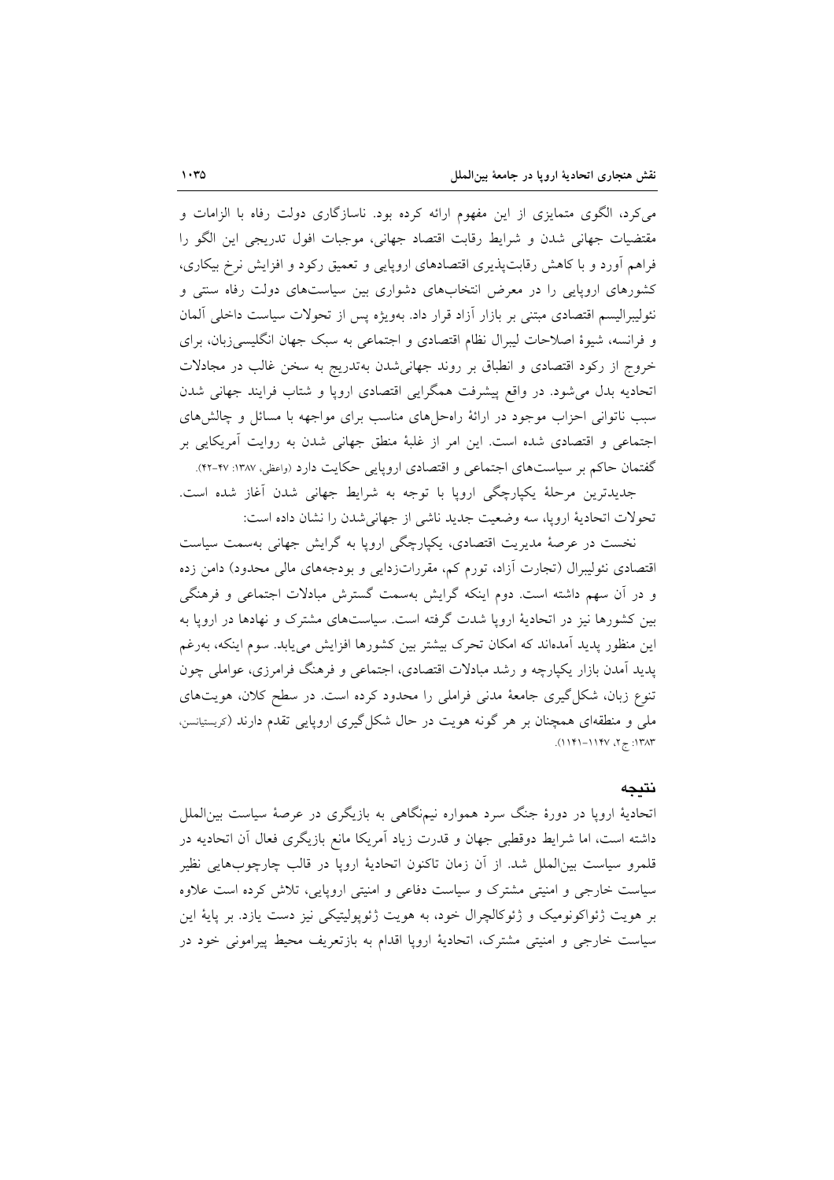می‌کرد، الگوی متمایزی از این مفهوم ارائه کرده بود. ناسازگاری دولت رفاه با الزامات و مقتضیات جهانی شدن و شرایط رقابت اقتصاد جهانی، موجبات افول تدریجی این الگو را فراهم آورد و با کاهش رقابت‌پذیری اقتصادهای اروپایی و تعمیق رکود و افزایش نرخ بیکاری، کشورهای اروپایی را در معرض انتخاب‌های دشواری بین سیاست‌های دولت رفاه سنتی و نئولیبرالیسم اقتصادی مبتنی بر بازار آزاد قرار داد. به‌ویژه پس از تحولات سیاست داخلی آلمان و فرانسه، شیوهٔ اصلاحات لیبرال نظام اقتصادی و اجتماعی به سبک جهان انگلیسی‌زبان، برای خروج از رکود اقتصادی و انطباق بر روند جهانی‌شدن به‌تدریج به سخن غالب در مجادلات اتحادیه بدل می‌شود. در واقع پیشرفت همگرایی اقتصادی اروپا و شتاب فرایند جهانی شدن سبب ناتوانی احزاب موجود در ارائهٔ راه‌حل‌های مناسب برای مواجهه با مسائل و چالش‌های اجتماعی و اقتصادی شده است. این امر از غلبهٔ منطق جهانی شدن به روایت آمریکایی بر گفتمان حاکم بر سیاست‌های اجتماعی و اقتصادی اروپایی حکایت دارد (واعظی، ۱۳۸۷: ۴۷-۴۲).

جدیدترین مرحلهٔ یکپارچگی اروپا با توجه به شرایط جهانی شدن آغاز شده است. تحولات اتحادیهٔ اروپا، سه وضعیت جدید ناشی از جهانی‌شدن را نشان داده است:

نخست در عرصهٔ مدیریت اقتصادی، یکپارچگی اروپا به گرایش جهانی به‌سمت سیاست اقتصادی نئولیبرال (تجارت آزاد، تورم کم، مقررات‌زدایی و بودجه‌های مالی محدود) دامن زده و در آن سهم داشته است. دوم اینکه گرایش به‌سمت گسترش مبادلات اجتماعی و فرهنگی بین کشورها نیز در اتحادیهٔ اروپا شدت گرفته است. سیاست‌های مشترک و نهادها در اروپا به این منظور پدید آمده‌اند که امکان تحرک بیشتر بین کشورها افزایش می‌یابد. سوم اینکه، به‌رغم پدید آمدن بازار یکپارچه و رشد مبادلات اقتصادی، اجتماعی و فرهنگ فرامرزی، عواملی چون تنوع زبان، شکل‌گیری جامعهٔ مدنی فراملی را محدود کرده است. در سطح کلان، هویت‌های ملی و منطقه‌ای همچنان بر هر گونه هویت در حال شکل‌گیری اروپایی تقدم دارند (کریستیانسن، ۱۳۸۳: ج ۲، ۱۱۴۷-۱۱۴۱).

## نتیجه

اتحادیهٔ اروپا در دورهٔ جنگ سرد همواره نیم‌نگاهی به بازیگری در عرصهٔ سیاست بین‌الملل داشته است، اما شرایط دوقطبی جهان و قدرت زیاد آمریکا مانع بازیگری فعال آن اتحادیه در قلمرو سیاست بین‌الملل شد. از آن زمان تاکنون اتحادیهٔ اروپا در قالب چارچوب‌هایی نظیر سیاست خارجی و امنیتی مشترک و سیاست دفاعی و امنیتی اروپایی، تلاش کرده است علاوه بر هویت ژئواکونومیک و ژئوکالچرال خود، به هویت ژئوپولیتیکی نیز دست یازد. بر پایهٔ این سیاست خارجی و امنیتی مشترک، اتحادیهٔ اروپا اقدام به بازتعریف محیط پیرامونی خود در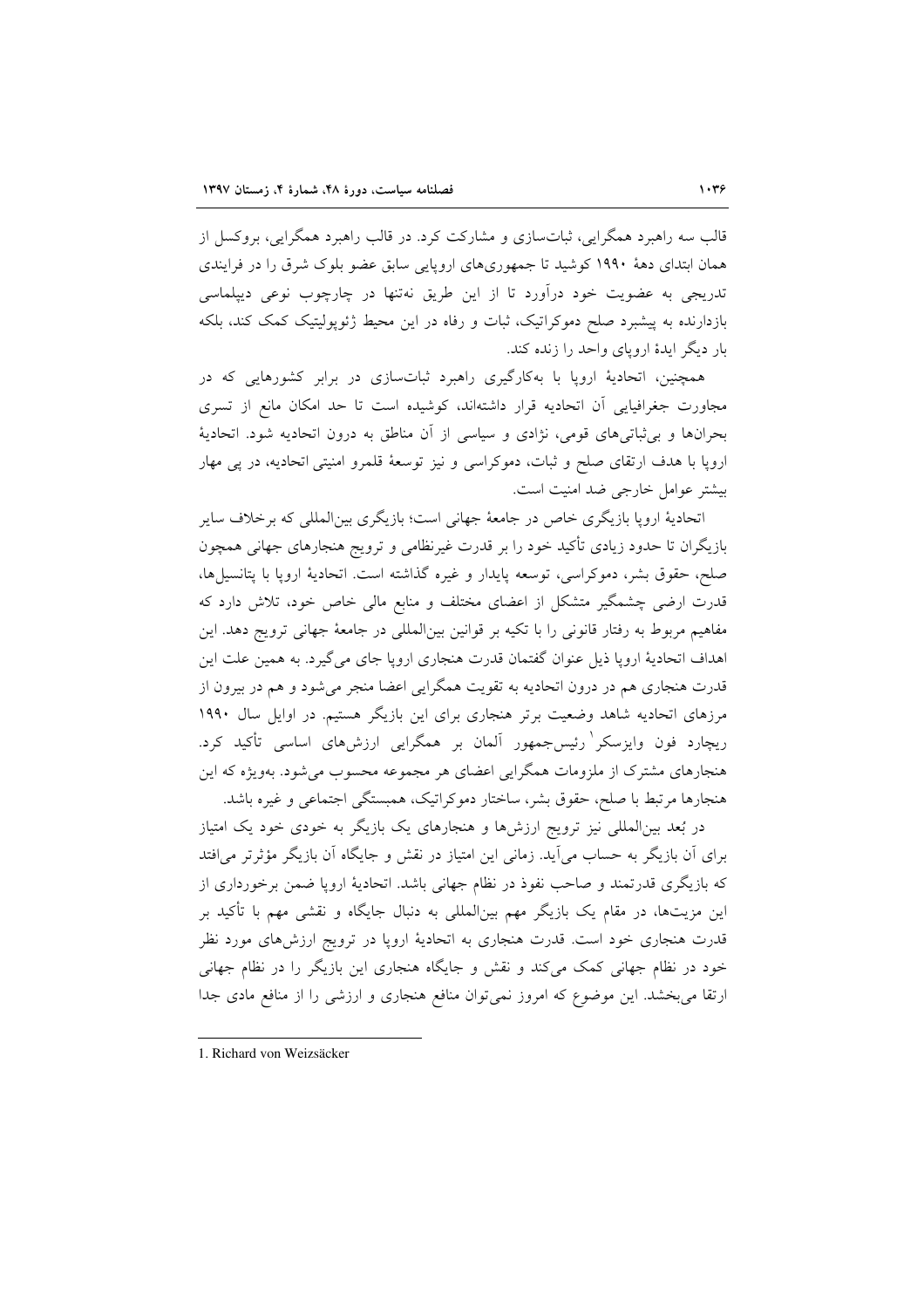قالب سه راهبرد همگرایی، ثبات‌سازی و مشارکت کرد. در قالب راهبرد همگرایی، بروکسل از همان ابتدای دهۀ ۱۹۹۰ کوشید تا جمهوری‌های اروپایی سابق عضو بلوک شرق را در فرایندی تدریجی به عضویت خود درآورد تا از این طریق نه‌تنها در چارچوب نوعی دیپلماسی بازدارنده به پیشبرد صلح دموکراتیک، ثبات و رفاه در این محیط ژئوپولیتیک کمک کند، بلکه بار دیگر ایدۀ اروپای واحد را زنده کند.

همچنین، اتحادیۀ اروپا با به‌کارگیری راهبرد ثبات‌سازی در برابر کشورهایی که در مجاورت جغرافیایی آن اتحادیه قرار داشته‌اند، کوشیده است تا حد امکان مانع از تسری بحران‌ها و بی‌ثباتی‌های قومی، نژادی و سیاسی از آن مناطق به درون اتحادیه شود. اتحادیۀ اروپا با هدف ارتقای صلح و ثبات، دموکراسی و نیز توسعۀ قلمرو امنیتی اتحادیه، در پی مهار بیشتر عوامل خارجی ضد امنیت است.

اتحادیۀ اروپا بازیگری خاص در جامعۀ جهانی است؛ بازیگری بین‌المللی که برخلاف سایر بازیگران تا حدود زیادی تأکید خود را بر قدرت غیرنظامی و ترویج هنجارهای جهانی همچون صلح، حقوق بشر، دموکراسی، توسعه پایدار و غیره گذاشته است. اتحادیۀ اروپا با پتانسیل‌ها، قدرت ارضی چشمگیر متشکل از اعضای مختلف و منابع مالی خاص خود، تلاش دارد که مفاهیم مربوط به رفتار قانونی را با تکیه بر قوانین بین‌المللی در جامعۀ جهانی ترویج دهد. این اهداف اتحادیۀ اروپا ذیل عنوان گفتمان قدرت هنجاری اروپا جای می‌گیرد. به همین علت این قدرت هنجاری هم در درون اتحادیه به تقویت همگرایی اعضا منجر می‌شود و هم در بیرون از مرزهای اتحادیه شاهد وضعیت برتر هنجاری برای این بازیگر هستیم. در اوایل سال ۱۹۹۰ ریچارد فون وایزسکر[1] رئیس‌جمهور آلمان بر همگرایی ارزش‌های اساسی تأکید کرد. هنجارهای مشترک از ملزومات همگرایی اعضای هر مجموعه محسوب می‌شود. به‌ویژه که این هنجارها مرتبط با صلح، حقوق بشر، ساختار دموکراتیک، همبستگی اجتماعی و غیره باشد.

در بُعد بین‌المللی نیز ترویج ارزش‌ها و هنجارهای یک بازیگر به خودی خود یک امتیاز برای آن بازیگر به حساب می‌آید. زمانی این امتیاز در نقش و جایگاه آن بازیگر مؤثرتر می‌افتد که بازیگری قدرتمند و صاحب نفوذ در نظام جهانی باشد. اتحادیۀ اروپا ضمن برخورداری از این مزیت‌ها، در مقام یک بازیگر مهم بین‌المللی به دنبال جایگاه و نقشی مهم با تأکید بر قدرت هنجاری خود است. قدرت هنجاری به اتحادیۀ اروپا در ترویج ارزش‌های مورد نظر خود در نظام جهانی کمک می‌کند و نقش و جایگاه هنجاری این بازیگر را در نظام جهانی ارتقا می‌بخشد. این موضوع که امروز نمی‌توان منافع هنجاری و ارزشی را از منافع مادی جدا

---

1. Richard von Weizsäcker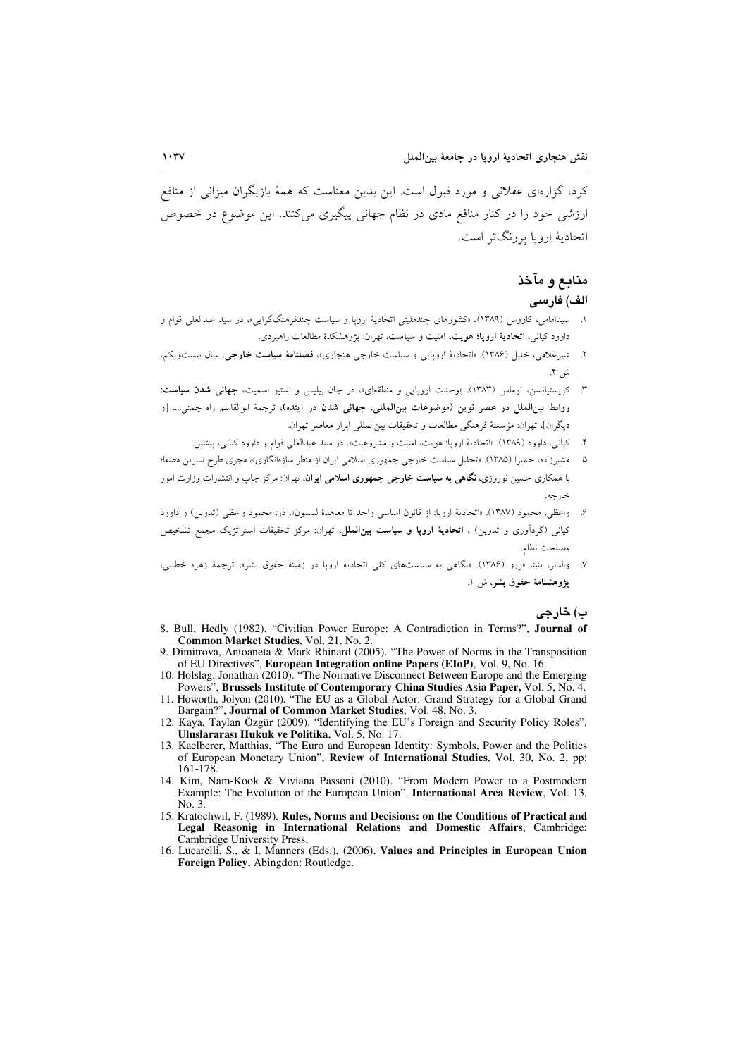کرد، گزاره‌ای عقلانی و مورد قبول است. این بدین معناست که همهٔ بازیگران میزانی از منافع ارزشی خود را در کنار منافع مادی در نظام جهانی پیگیری می‌کنند. این موضوع در خصوص اتحادیهٔ اروپا پررنگ‌تر است.

## منابع و مآخذ

### الف) فارسی

۱. سیدامامی، کاووس (۱۳۸۹). «کشورهای چندملیتی اتحادیهٔ اروپا و سیاست چندفرهنگ‌گرایی»، در سید عبدالعلی قوام و داوود کیانی، **اتحادیهٔ اروپا؛ هویت، امنیت و سیاست**، تهران: پژوهشکدهٔ مطالعات راهبردی.

۲. شیرغلامی، خلیل (۱۳۸۶). «اتحادیهٔ اروپایی و سیاست خارجی هنجاری»، **فصلنامهٔ سیاست خارجی**، سال بیست‌ویکم، ش ۴.

۳. کریستیانسن، توماس (۱۳۸۳). «وحدت اروپایی و منطقه‌ای»، در جان بیلیس و استیو اسمیت، **جهانی شدن سیاست: روابط بین‌الملل در عصر نوین (موضوعات بین‌المللی، جهانی شدن در آینده)**، ترجمهٔ ابوالقاسم راه چمنی.... [و دیگران]، تهران: مؤسسهٔ فرهنگی مطالعات و تحقیقات بین‌المللی ابرار معاصر تهران.

۴. کیانی، داوود (۱۳۸۹). «اتحادیهٔ اروپا: هویت، امنیت و مشروعیت»، در سید عبدالعلی قوام و داوود کیانی، پیشین.

۵. مشیرزاده، حمیرا (۱۳۸۵). «تحلیل سیاست خارجی جمهوری اسلامی ایران از منظر سازه‌انگاری»، مجری طرح نسرین مصفا؛ با همکاری حسین نوروزی، **نگاهی به سیاست خارجی جمهوری اسلامی ایران**، تهران: مرکز چاپ و انتشارات وزارت امور خارجه.

۶. واعظی، محمود (۱۳۸۷). «اتحادیهٔ اروپا: از قانون اساسی واحد تا معاهدهٔ لیسبون»، در: محمود واعظی (تدوین) و داوود کیانی (گردآوری و تدوین) ، **اتحادیهٔ اروپا و سیاست بین‌الملل**، تهران: مرکز تحقیقات استراتژیک مجمع تشخیص مصلحت نظام.

۷. والدنر، بنیتا فررو (۱۳۸۶). «نگاهی به سیاست‌های کلی اتحادیهٔ اروپا در زمینهٔ حقوق بشر»، ترجمهٔ زهره خطیبی، **پژوهشنامهٔ حقوق بشر**، ش ۱.

### ب) خارجی

8. Bull, Hedly (1982). "Civilian Power Europe: A Contradiction in Terms?", **Journal of Common Market Studies**, Vol. 21, No. 2.
9. Dimitrova, Antoaneta & Mark Rhinard (2005). "The Power of Norms in the Transposition of EU Directives", **European Integration online Papers (EIoP)**, Vol. 9, No. 16.
10. Holslag, Jonathan (2010). "The Normative Disconnect Between Europe and the Emerging Powers", **Brussels Institute of Contemporary China Studies Asia Paper,** Vol. 5, No. 4.
11. Howorth, Jolyon (2010). "The EU as a Global Actor: Grand Strategy for a Global Grand Bargain?", **Journal of Common Market Studies**, Vol. 48, No. 3.
12. Kaya, Taylan Özgür (2009). "Identifying the EU's Foreign and Security Policy Roles", **Uluslararası Hukuk ve Politika**, Vol. 5, No. 17.
13. Kaelberer, Matthias, "The Euro and European Identity: Symbols, Power and the Politics of European Monetary Union", **Review of International Studies**, Vol. 30, No. 2, pp: 161-178.
14. Kim, Nam-Kook & Viviana Passoni (2010). "From Modern Power to a Postmodern Example: The Evolution of the European Union", **International Area Review**, Vol. 13, No. 3.
15. Kratochwil, F. (1989). **Rules, Norms and Decisions: on the Conditions of Practical and Legal Reasonig in International Relations and Domestic Affairs**, Cambridge: Cambridge University Press.
16. Lucarelli, S., & I. Manners (Eds.), (2006). **Values and Principles in European Union Foreign Policy**, Abingdon: Routledge.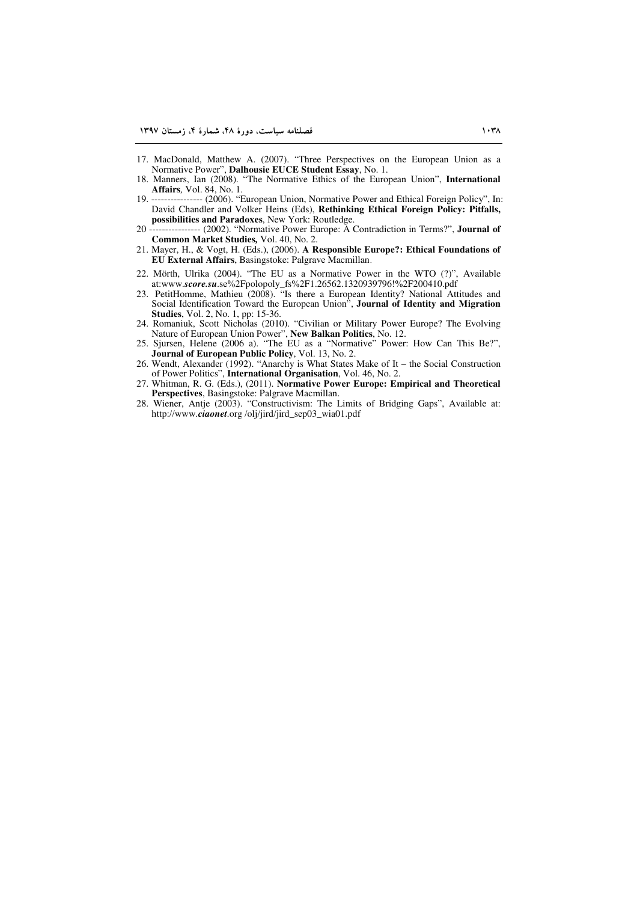17. MacDonald, Matthew A. (2007). "Three Perspectives on the European Union as a Normative Power", **Dalhousie EUCE Student Essay**, No. 1.
18. Manners, Ian (2008). "The Normative Ethics of the European Union", **International Affairs**, Vol. 84, No. 1.
19. ---------------- (2006). "European Union, Normative Power and Ethical Foreign Policy", In: David Chandler and Volker Heins (Eds), **Rethinking Ethical Foreign Policy: Pitfalls, possibilities and Paradoxes**, New York: Routledge.
20 ---------------- (2002). "Normative Power Europe: A Contradiction in Terms?", **Journal of Common Market Studies,** Vol. 40, No. 2.
21. Mayer, H., & Vogt, H. (Eds.), (2006). **A Responsible Europe?: Ethical Foundations of EU External Affairs**, Basingstoke: Palgrave Macmillan.
22. Mörth, Ulrika (2004). "The EU as a Normative Power in the WTO (?)", Available at:www.***score.su***.se%2Fpolopoly_fs%2F1.26562.1320939796!%2F200410.pdf
23. PetitHomme, Mathieu (2008). "Is there a European Identity? National Attitudes and Social Identification Toward the European Union", **Journal of Identity and Migration Studies**, Vol. 2, No. 1, pp: 15-36.
24. Romaniuk, Scott Nicholas (2010). "Civilian or Military Power Europe? The Evolving Nature of European Union Power", **New Balkan Politics**, No. 12.
25. Sjursen, Helene (2006 a). "The EU as a "Normative" Power: How Can This Be?", **Journal of European Public Policy**, Vol. 13, No. 2.
26. Wendt, Alexander (1992). "Anarchy is What States Make of It – the Social Construction of Power Politics", **International Organisation**, Vol. 46, No. 2.
27. Whitman, R. G. (Eds.), (2011). **Normative Power Europe: Empirical and Theoretical Perspectives**, Basingstoke: Palgrave Macmillan.
28. Wiener, Antje (2003). "Constructivism: The Limits of Bridging Gaps", Available at: http://www.***ciaonet***.org /olj/jird/jird_sep03_wia01.pdf